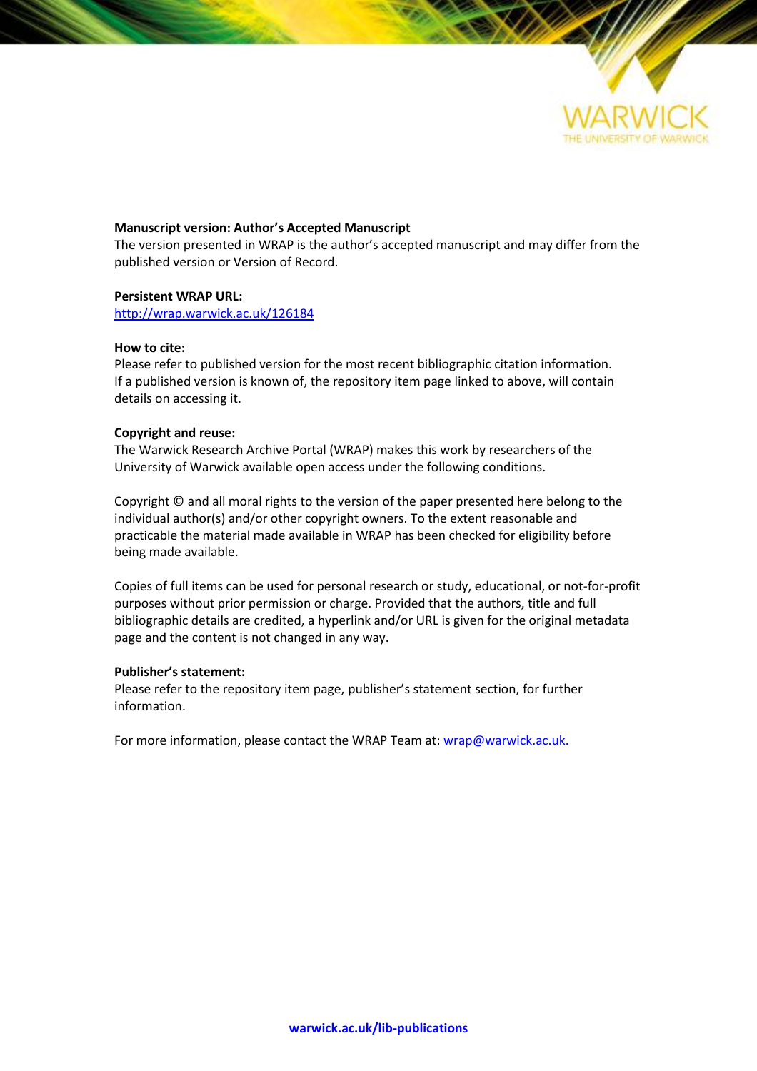**Manuscript version: Author's Accepted Manuscript**
The version presented in WRAP is the author's accepted manuscript and may differ from the published version or Version of Record.

**Persistent WRAP URL:**
http://wrap.warwick.ac.uk/126184

**How to cite:**
Please refer to published version for the most recent bibliographic citation information. If a published version is known of, the repository item page linked to above, will contain details on accessing it.

**Copyright and reuse:**
The Warwick Research Archive Portal (WRAP) makes this work by researchers of the University of Warwick available open access under the following conditions.

Copyright © and all moral rights to the version of the paper presented here belong to the individual author(s) and/or other copyright owners. To the extent reasonable and practicable the material made available in WRAP has been checked for eligibility before being made available.

Copies of full items can be used for personal research or study, educational, or not-for-profit purposes without prior permission or charge. Provided that the authors, title and full bibliographic details are credited, a hyperlink and/or URL is given for the original metadata page and the content is not changed in any way.

**Publisher's statement:**
Please refer to the repository item page, publisher's statement section, for further information.

For more information, please contact the WRAP Team at: wrap@warwick.ac.uk.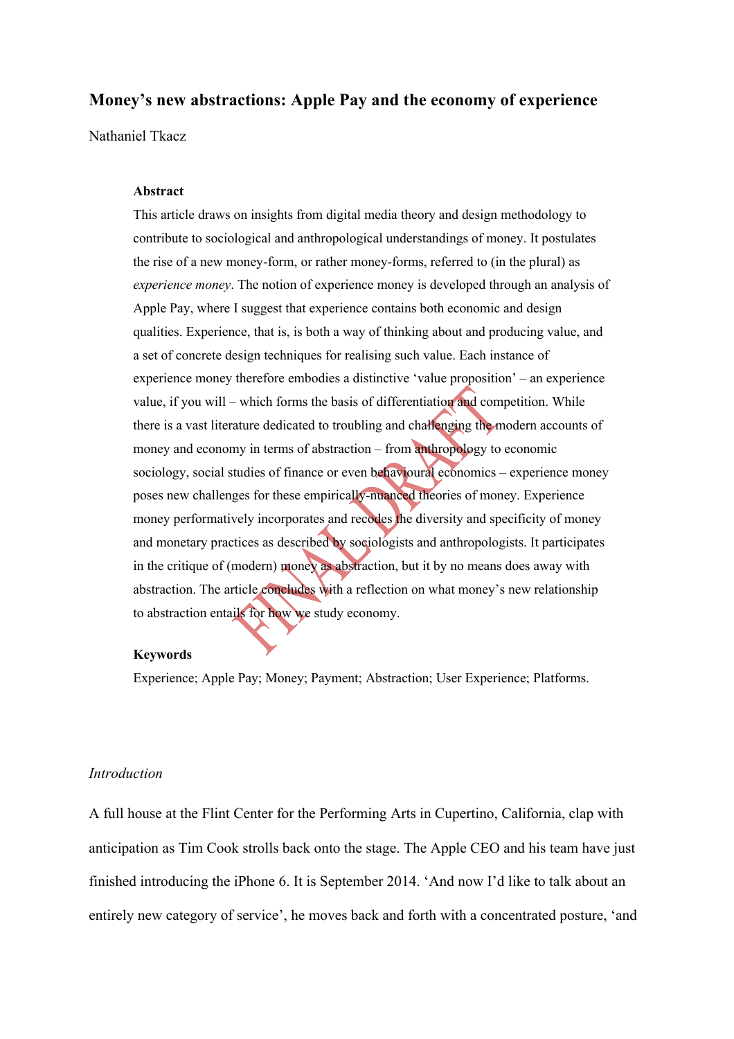# Money's new abstractions: Apple Pay and the economy of experience

Nathaniel Tkacz

**Abstract**

This article draws on insights from digital media theory and design methodology to contribute to sociological and anthropological understandings of money. It postulates the rise of a new money-form, or rather money-forms, referred to (in the plural) as *experience money*. The notion of experience money is developed through an analysis of Apple Pay, where I suggest that experience contains both economic and design qualities. Experience, that is, is both a way of thinking about and producing value, and a set of concrete design techniques for realising such value. Each instance of experience money therefore embodies a distinctive 'value proposition' – an experience value, if you will – which forms the basis of differentiation and competition. While there is a vast literature dedicated to troubling and challenging the modern accounts of money and economy in terms of abstraction – from anthropology to economic sociology, social studies of finance or even behavioural economics – experience money poses new challenges for these empirically-nuanced theories of money. Experience money performatively incorporates and recodes the diversity and specificity of money and monetary practices as described by sociologists and anthropologists. It participates in the critique of (modern) money as abstraction, but it by no means does away with abstraction. The article concludes with a reflection on what money's new relationship to abstraction entails for how we study economy.

**Keywords**

Experience; Apple Pay; Money; Payment; Abstraction; User Experience; Platforms.

*Introduction*

A full house at the Flint Center for the Performing Arts in Cupertino, California, clap with anticipation as Tim Cook strolls back onto the stage. The Apple CEO and his team have just finished introducing the iPhone 6. It is September 2014. 'And now I'd like to talk about an entirely new category of service', he moves back and forth with a concentrated posture, 'and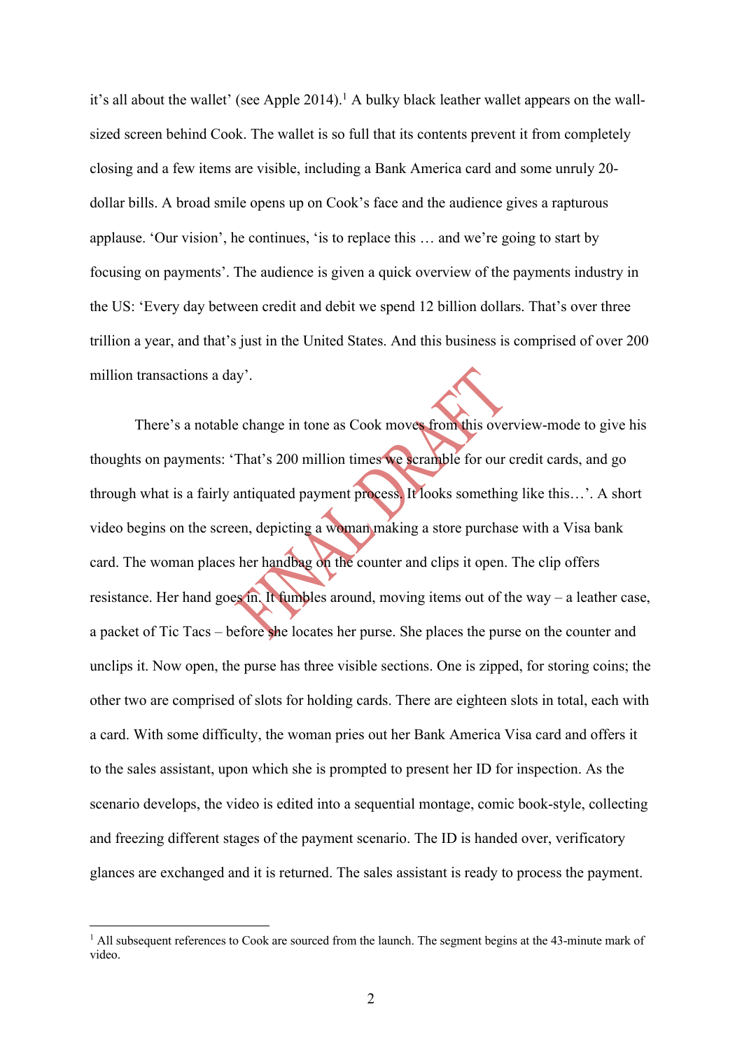it's all about the wallet' (see Apple 2014).[1] A bulky black leather wallet appears on the wall-sized screen behind Cook. The wallet is so full that its contents prevent it from completely closing and a few items are visible, including a Bank America card and some unruly 20-dollar bills. A broad smile opens up on Cook's face and the audience gives a rapturous applause. 'Our vision', he continues, 'is to replace this … and we're going to start by focusing on payments'. The audience is given a quick overview of the payments industry in the US: 'Every day between credit and debit we spend 12 billion dollars. That's over three trillion a year, and that's just in the United States. And this business is comprised of over 200 million transactions a day'.

There's a notable change in tone as Cook moves from this overview-mode to give his thoughts on payments: 'That's 200 million times we scramble for our credit cards, and go through what is a fairly antiquated payment process. It looks something like this…'. A short video begins on the screen, depicting a woman making a store purchase with a Visa bank card. The woman places her handbag on the counter and clips it open. The clip offers resistance. Her hand goes in. It fumbles around, moving items out of the way – a leather case, a packet of Tic Tacs – before she locates her purse. She places the purse on the counter and unclips it. Now open, the purse has three visible sections. One is zipped, for storing coins; the other two are comprised of slots for holding cards. There are eighteen slots in total, each with a card. With some difficulty, the woman pries out her Bank America Visa card and offers it to the sales assistant, upon which she is prompted to present her ID for inspection. As the scenario develops, the video is edited into a sequential montage, comic book-style, collecting and freezing different stages of the payment scenario. The ID is handed over, verificatory glances are exchanged and it is returned. The sales assistant is ready to process the payment.

[1] All subsequent references to Cook are sourced from the launch. The segment begins at the 43-minute mark of video.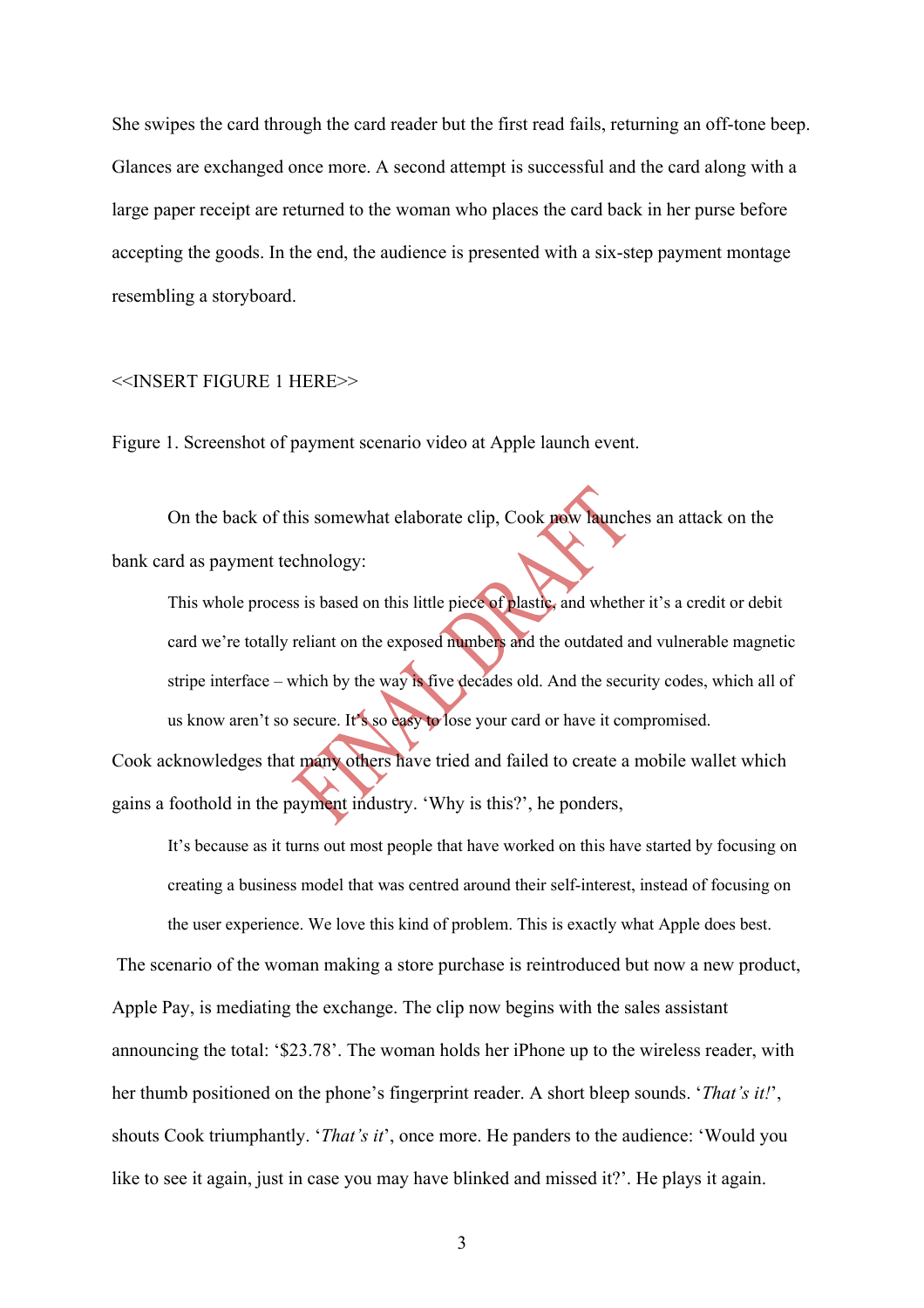She swipes the card through the card reader but the first read fails, returning an off-tone beep. Glances are exchanged once more. A second attempt is successful and the card along with a large paper receipt are returned to the woman who places the card back in her purse before accepting the goods. In the end, the audience is presented with a six-step payment montage resembling a storyboard.

<<INSERT FIGURE 1 HERE>>

Figure 1. Screenshot of payment scenario video at Apple launch event.

On the back of this somewhat elaborate clip, Cook now launches an attack on the bank card as payment technology:

> This whole process is based on this little piece of plastic, and whether it's a credit or debit card we're totally reliant on the exposed numbers and the outdated and vulnerable magnetic stripe interface – which by the way is five decades old. And the security codes, which all of us know aren't so secure. It's so easy to lose your card or have it compromised.

Cook acknowledges that many others have tried and failed to create a mobile wallet which gains a foothold in the payment industry. 'Why is this?', he ponders,

> It's because as it turns out most people that have worked on this have started by focusing on creating a business model that was centred around their self-interest, instead of focusing on the user experience. We love this kind of problem. This is exactly what Apple does best.

The scenario of the woman making a store purchase is reintroduced but now a new product, Apple Pay, is mediating the exchange. The clip now begins with the sales assistant announcing the total: '$23.78'. The woman holds her iPhone up to the wireless reader, with her thumb positioned on the phone's fingerprint reader. A short bleep sounds. '*That's it!*', shouts Cook triumphantly. '*That's it*', once more. He panders to the audience: 'Would you like to see it again, just in case you may have blinked and missed it?'. He plays it again.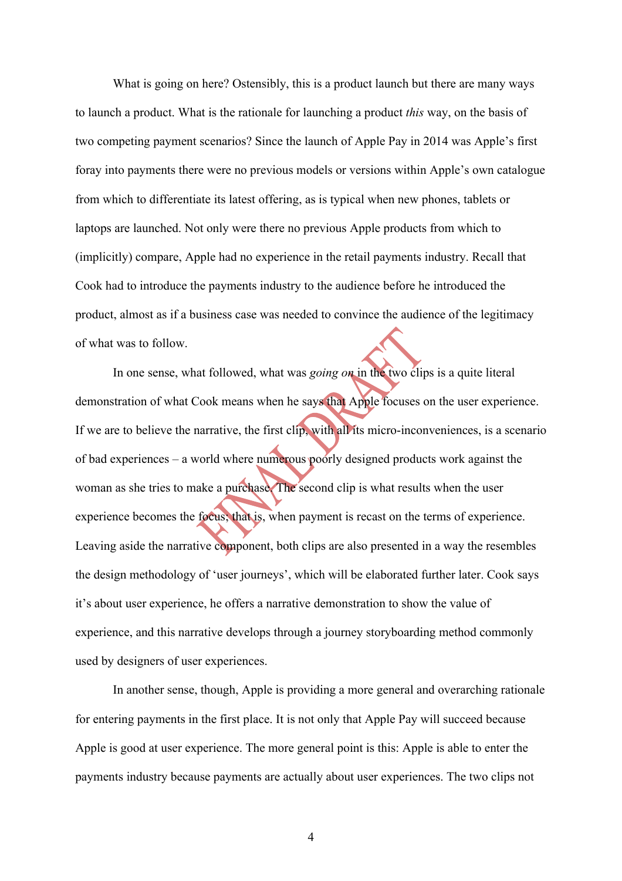What is going on here? Ostensibly, this is a product launch but there are many ways to launch a product. What is the rationale for launching a product *this* way, on the basis of two competing payment scenarios? Since the launch of Apple Pay in 2014 was Apple's first foray into payments there were no previous models or versions within Apple's own catalogue from which to differentiate its latest offering, as is typical when new phones, tablets or laptops are launched. Not only were there no previous Apple products from which to (implicitly) compare, Apple had no experience in the retail payments industry. Recall that Cook had to introduce the payments industry to the audience before he introduced the product, almost as if a business case was needed to convince the audience of the legitimacy of what was to follow.

In one sense, what followed, what was *going on* in the two clips is a quite literal demonstration of what Cook means when he says that Apple focuses on the user experience. If we are to believe the narrative, the first clip, with all its micro-inconveniences, is a scenario of bad experiences – a world where numerous poorly designed products work against the woman as she tries to make a purchase. The second clip is what results when the user experience becomes the focus; that is, when payment is recast on the terms of experience. Leaving aside the narrative component, both clips are also presented in a way the resembles the design methodology of 'user journeys', which will be elaborated further later. Cook says it's about user experience, he offers a narrative demonstration to show the value of experience, and this narrative develops through a journey storyboarding method commonly used by designers of user experiences.

In another sense, though, Apple is providing a more general and overarching rationale for entering payments in the first place. It is not only that Apple Pay will succeed because Apple is good at user experience. The more general point is this: Apple is able to enter the payments industry because payments are actually about user experiences. The two clips not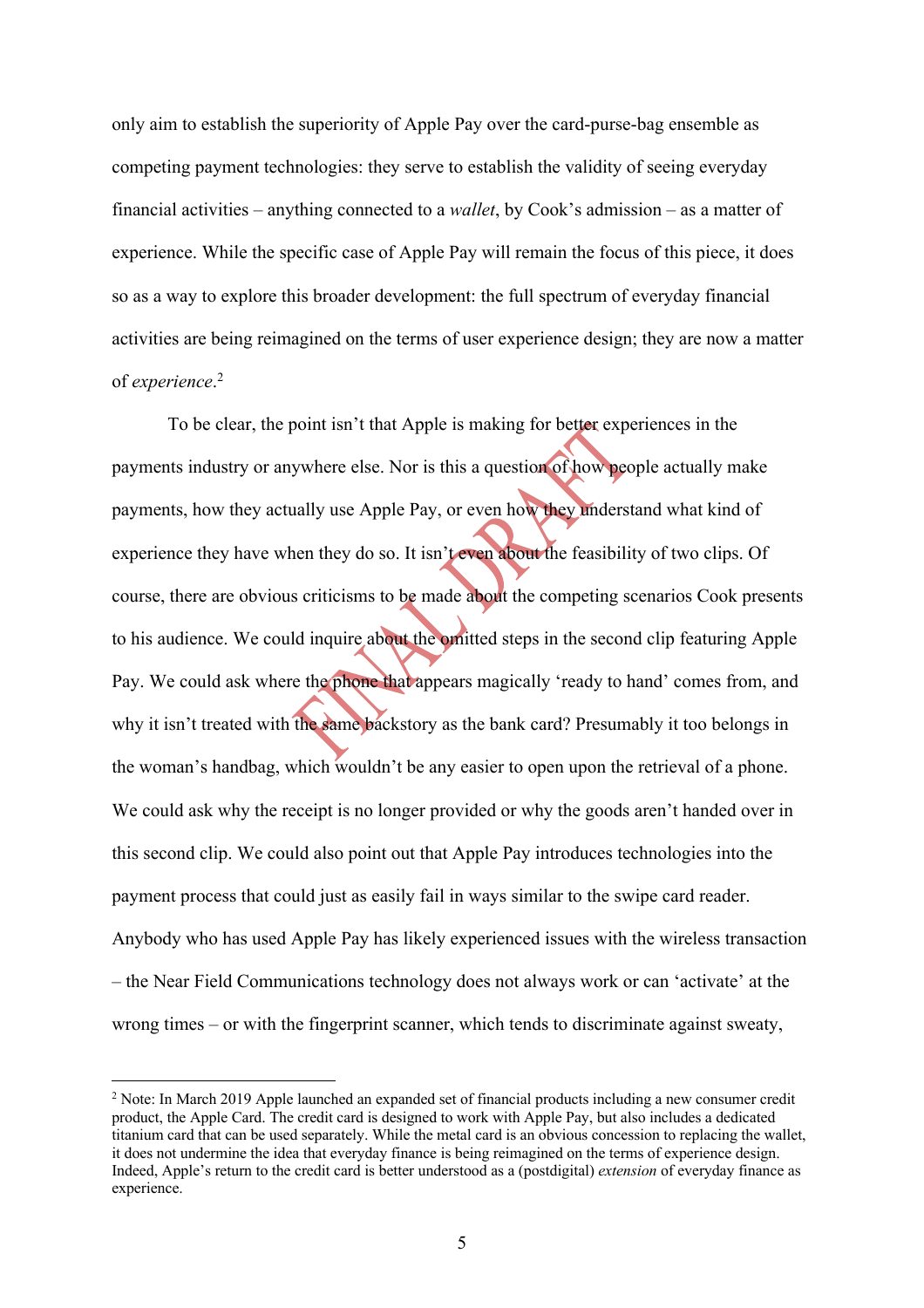only aim to establish the superiority of Apple Pay over the card-purse-bag ensemble as competing payment technologies: they serve to establish the validity of seeing everyday financial activities – anything connected to a *wallet*, by Cook's admission – as a matter of experience. While the specific case of Apple Pay will remain the focus of this piece, it does so as a way to explore this broader development: the full spectrum of everyday financial activities are being reimagined on the terms of user experience design; they are now a matter of *experience*.[2]

To be clear, the point isn't that Apple is making for better experiences in the payments industry or anywhere else. Nor is this a question of how people actually make payments, how they actually use Apple Pay, or even how they understand what kind of experience they have when they do so. It isn't even about the feasibility of two clips. Of course, there are obvious criticisms to be made about the competing scenarios Cook presents to his audience. We could inquire about the omitted steps in the second clip featuring Apple Pay. We could ask where the phone that appears magically 'ready to hand' comes from, and why it isn't treated with the same backstory as the bank card? Presumably it too belongs in the woman's handbag, which wouldn't be any easier to open upon the retrieval of a phone. We could ask why the receipt is no longer provided or why the goods aren't handed over in this second clip. We could also point out that Apple Pay introduces technologies into the payment process that could just as easily fail in ways similar to the swipe card reader. Anybody who has used Apple Pay has likely experienced issues with the wireless transaction – the Near Field Communications technology does not always work or can 'activate' at the wrong times – or with the fingerprint scanner, which tends to discriminate against sweaty,

---

[2] Note: In March 2019 Apple launched an expanded set of financial products including a new consumer credit product, the Apple Card. The credit card is designed to work with Apple Pay, but also includes a dedicated titanium card that can be used separately. While the metal card is an obvious concession to replacing the wallet, it does not undermine the idea that everyday finance is being reimagined on the terms of experience design. Indeed, Apple's return to the credit card is better understood as a (postdigital) *extension* of everyday finance as experience.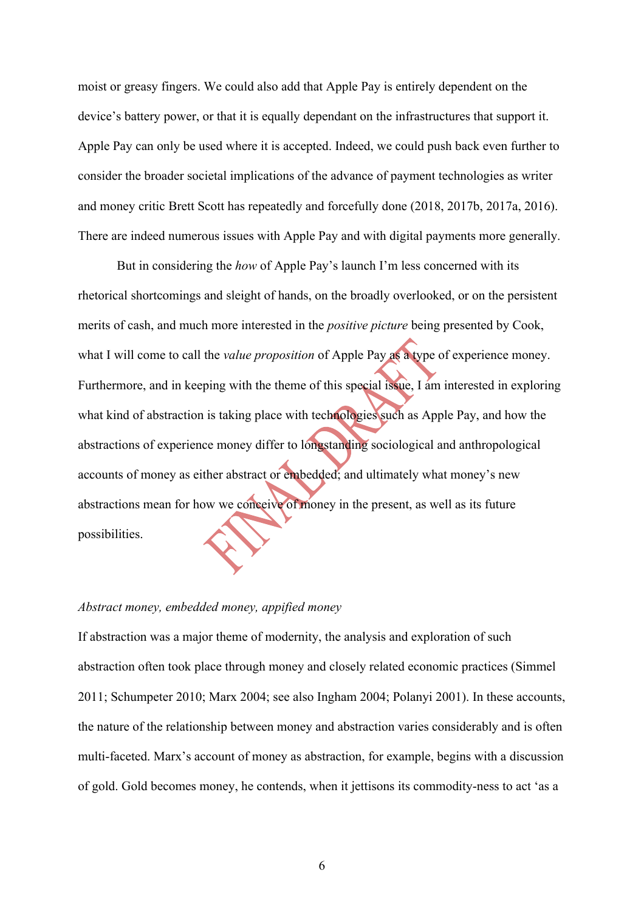moist or greasy fingers. We could also add that Apple Pay is entirely dependent on the device's battery power, or that it is equally dependant on the infrastructures that support it. Apple Pay can only be used where it is accepted. Indeed, we could push back even further to consider the broader societal implications of the advance of payment technologies as writer and money critic Brett Scott has repeatedly and forcefully done (2018, 2017b, 2017a, 2016). There are indeed numerous issues with Apple Pay and with digital payments more generally.

But in considering the *how* of Apple Pay's launch I'm less concerned with its rhetorical shortcomings and sleight of hands, on the broadly overlooked, or on the persistent merits of cash, and much more interested in the *positive picture* being presented by Cook, what I will come to call the *value proposition* of Apple Pay as a type of experience money. Furthermore, and in keeping with the theme of this special issue, I am interested in exploring what kind of abstraction is taking place with technologies such as Apple Pay, and how the abstractions of experience money differ to longstanding sociological and anthropological accounts of money as either abstract or embedded; and ultimately what money's new abstractions mean for how we conceive of money in the present, as well as its future possibilities.

*Abstract money, embedded money, appified money*

If abstraction was a major theme of modernity, the analysis and exploration of such abstraction often took place through money and closely related economic practices (Simmel 2011; Schumpeter 2010; Marx 2004; see also Ingham 2004; Polanyi 2001). In these accounts, the nature of the relationship between money and abstraction varies considerably and is often multi-faceted. Marx's account of money as abstraction, for example, begins with a discussion of gold. Gold becomes money, he contends, when it jettisons its commodity-ness to act 'as a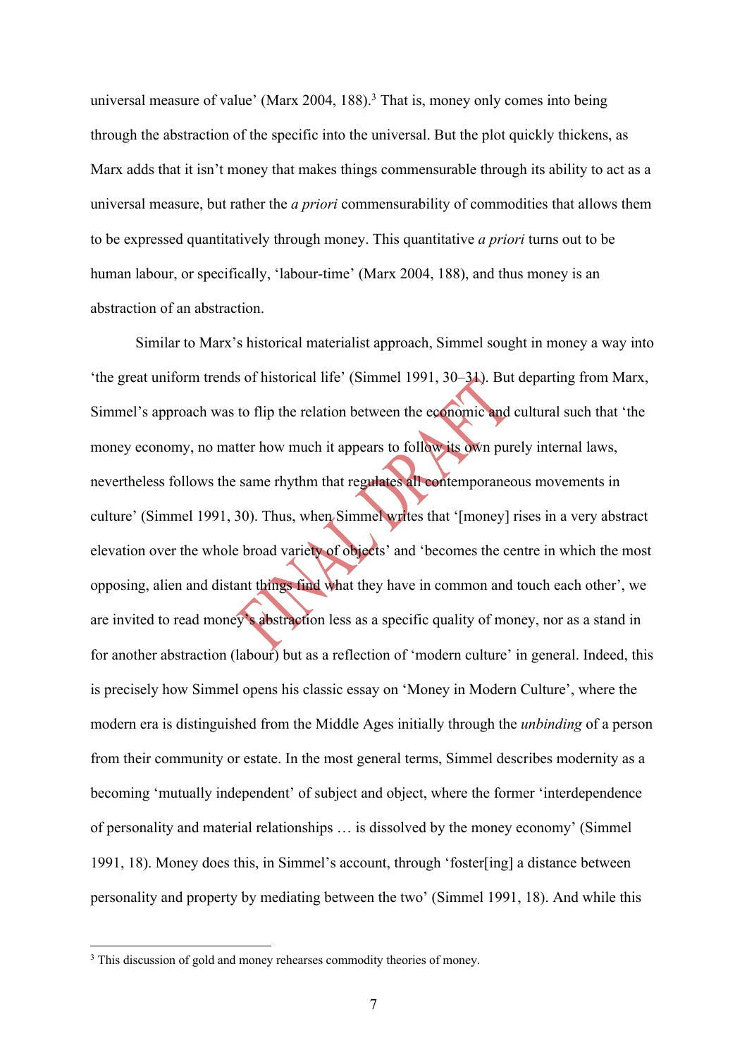universal measure of value' (Marx 2004, 188).[3] That is, money only comes into being through the abstraction of the specific into the universal. But the plot quickly thickens, as Marx adds that it isn't money that makes things commensurable through its ability to act as a universal measure, but rather the *a priori* commensurability of commodities that allows them to be expressed quantitatively through money. This quantitative *a priori* turns out to be human labour, or specifically, 'labour-time' (Marx 2004, 188), and thus money is an abstraction of an abstraction.

Similar to Marx's historical materialist approach, Simmel sought in money a way into 'the great uniform trends of historical life' (Simmel 1991, 30–31). But departing from Marx, Simmel's approach was to flip the relation between the economic and cultural such that 'the money economy, no matter how much it appears to follow its own purely internal laws, nevertheless follows the same rhythm that regulates all contemporaneous movements in culture' (Simmel 1991, 30). Thus, when Simmel writes that '[money] rises in a very abstract elevation over the whole broad variety of objects' and 'becomes the centre in which the most opposing, alien and distant things find what they have in common and touch each other', we are invited to read money's abstraction less as a specific quality of money, nor as a stand in for another abstraction (labour) but as a reflection of 'modern culture' in general. Indeed, this is precisely how Simmel opens his classic essay on 'Money in Modern Culture', where the modern era is distinguished from the Middle Ages initially through the *unbinding* of a person from their community or estate. In the most general terms, Simmel describes modernity as a becoming 'mutually independent' of subject and object, where the former 'interdependence of personality and material relationships … is dissolved by the money economy' (Simmel 1991, 18). Money does this, in Simmel's account, through 'foster[ing] a distance between personality and property by mediating between the two' (Simmel 1991, 18). And while this

[3] This discussion of gold and money rehearses commodity theories of money.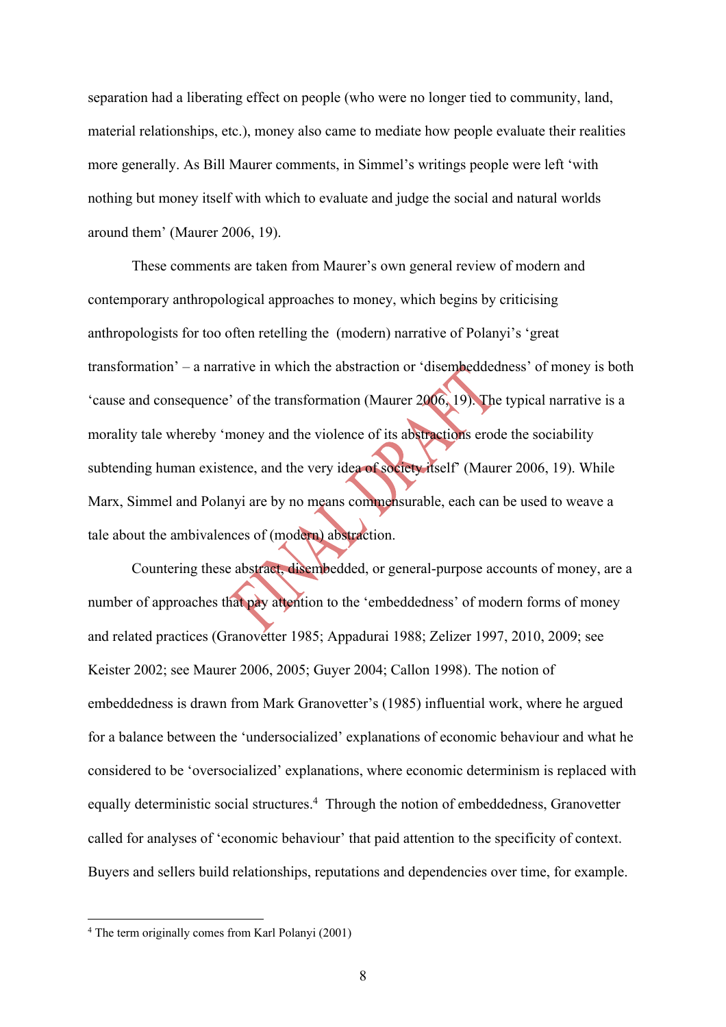separation had a liberating effect on people (who were no longer tied to community, land, material relationships, etc.), money also came to mediate how people evaluate their realities more generally. As Bill Maurer comments, in Simmel's writings people were left 'with nothing but money itself with which to evaluate and judge the social and natural worlds around them' (Maurer 2006, 19).

These comments are taken from Maurer's own general review of modern and contemporary anthropological approaches to money, which begins by criticising anthropologists for too often retelling the (modern) narrative of Polanyi's 'great transformation' – a narrative in which the abstraction or 'disembeddedness' of money is both 'cause and consequence' of the transformation (Maurer 2006, 19). The typical narrative is a morality tale whereby 'money and the violence of its abstractions erode the sociability subtending human existence, and the very idea of society itself' (Maurer 2006, 19). While Marx, Simmel and Polanyi are by no means commensurable, each can be used to weave a tale about the ambivalences of (modern) abstraction.

Countering these abstract, disembedded, or general-purpose accounts of money, are a number of approaches that pay attention to the 'embeddedness' of modern forms of money and related practices (Granovetter 1985; Appadurai 1988; Zelizer 1997, 2010, 2009; see Keister 2002; see Maurer 2006, 2005; Guyer 2004; Callon 1998). The notion of embeddedness is drawn from Mark Granovetter's (1985) influential work, where he argued for a balance between the 'undersocialized' explanations of economic behaviour and what he considered to be 'oversocialized' explanations, where economic determinism is replaced with equally deterministic social structures.[4] Through the notion of embeddedness, Granovetter called for analyses of 'economic behaviour' that paid attention to the specificity of context. Buyers and sellers build relationships, reputations and dependencies over time, for example.

[4] The term originally comes from Karl Polanyi (2001)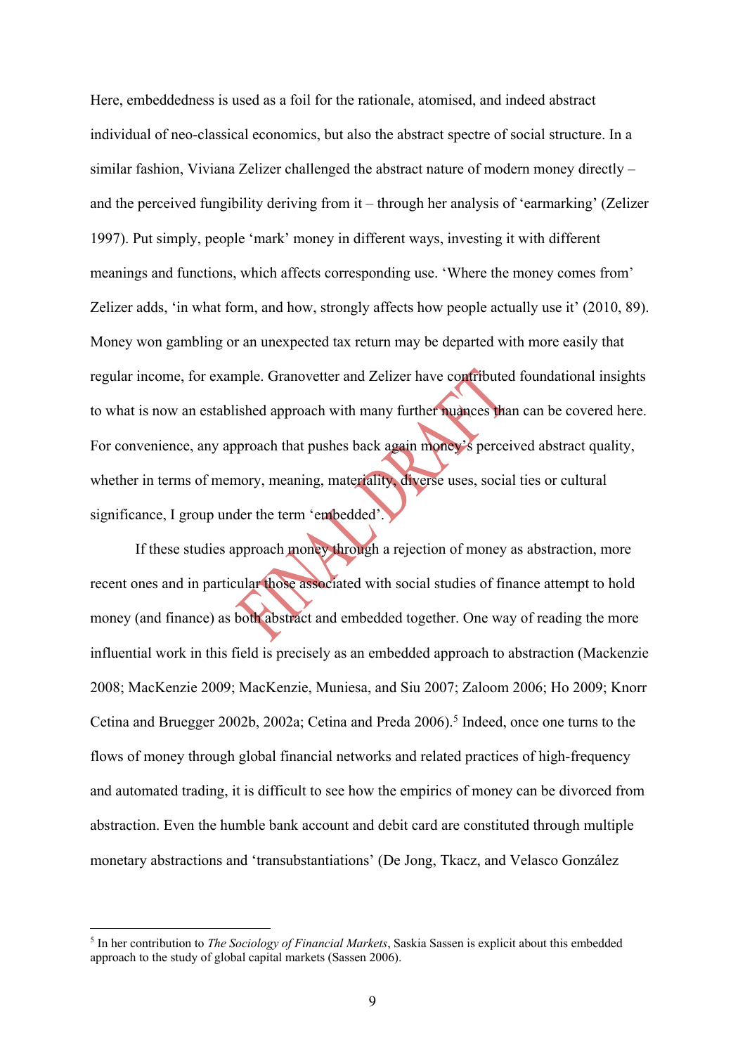Here, embeddedness is used as a foil for the rationale, atomised, and indeed abstract individual of neo-classical economics, but also the abstract spectre of social structure. In a similar fashion, Viviana Zelizer challenged the abstract nature of modern money directly – and the perceived fungibility deriving from it – through her analysis of 'earmarking' (Zelizer 1997). Put simply, people 'mark' money in different ways, investing it with different meanings and functions, which affects corresponding use. 'Where the money comes from' Zelizer adds, 'in what form, and how, strongly affects how people actually use it' (2010, 89). Money won gambling or an unexpected tax return may be departed with more easily that regular income, for example. Granovetter and Zelizer have contributed foundational insights to what is now an established approach with many further nuances than can be covered here. For convenience, any approach that pushes back again money's perceived abstract quality, whether in terms of memory, meaning, materiality, diverse uses, social ties or cultural significance, I group under the term 'embedded'.

If these studies approach money through a rejection of money as abstraction, more recent ones and in particular those associated with social studies of finance attempt to hold money (and finance) as both abstract and embedded together. One way of reading the more influential work in this field is precisely as an embedded approach to abstraction (Mackenzie 2008; MacKenzie 2009; MacKenzie, Muniesa, and Siu 2007; Zaloom 2006; Ho 2009; Knorr Cetina and Bruegger 2002b, 2002a; Cetina and Preda 2006).[5] Indeed, once one turns to the flows of money through global financial networks and related practices of high-frequency and automated trading, it is difficult to see how the empirics of money can be divorced from abstraction. Even the humble bank account and debit card are constituted through multiple monetary abstractions and 'transubstantiations' (De Jong, Tkacz, and Velasco González

[5] In her contribution to *The Sociology of Financial Markets*, Saskia Sassen is explicit about this embedded approach to the study of global capital markets (Sassen 2006).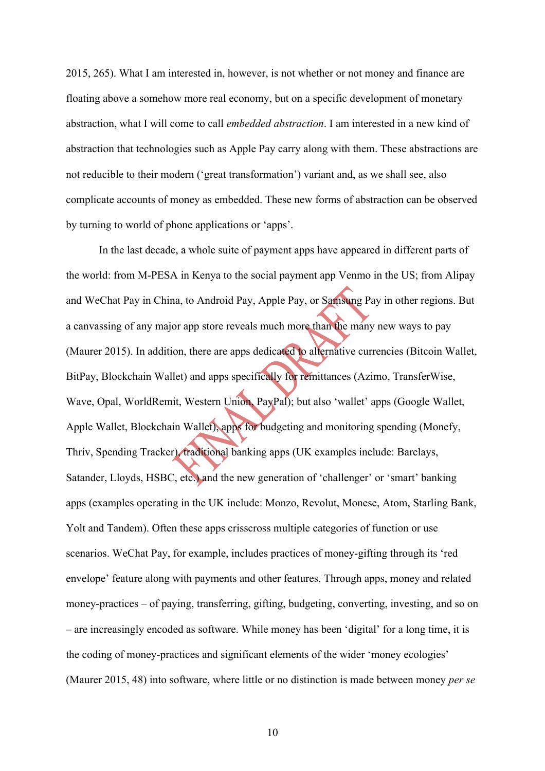2015, 265). What I am interested in, however, is not whether or not money and finance are floating above a somehow more real economy, but on a specific development of monetary abstraction, what I will come to call *embedded abstraction*. I am interested in a new kind of abstraction that technologies such as Apple Pay carry along with them. These abstractions are not reducible to their modern ('great transformation') variant and, as we shall see, also complicate accounts of money as embedded. These new forms of abstraction can be observed by turning to world of phone applications or 'apps'.

In the last decade, a whole suite of payment apps have appeared in different parts of the world: from M-PESA in Kenya to the social payment app Venmo in the US; from Alipay and WeChat Pay in China, to Android Pay, Apple Pay, or Samsung Pay in other regions. But a canvassing of any major app store reveals much more than the many new ways to pay (Maurer 2015). In addition, there are apps dedicated to alternative currencies (Bitcoin Wallet, BitPay, Blockchain Wallet) and apps specifically for remittances (Azimo, TransferWise, Wave, Opal, WorldRemit, Western Union, PayPal); but also 'wallet' apps (Google Wallet, Apple Wallet, Blockchain Wallet), apps for budgeting and monitoring spending (Monefy, Thriv, Spending Tracker), traditional banking apps (UK examples include: Barclays, Satander, Lloyds, HSBC, etc.) and the new generation of 'challenger' or 'smart' banking apps (examples operating in the UK include: Monzo, Revolut, Monese, Atom, Starling Bank, Yolt and Tandem). Often these apps crisscross multiple categories of function or use scenarios. WeChat Pay, for example, includes practices of money-gifting through its 'red envelope' feature along with payments and other features. Through apps, money and related money-practices – of paying, transferring, gifting, budgeting, converting, investing, and so on – are increasingly encoded as software. While money has been 'digital' for a long time, it is the coding of money-practices and significant elements of the wider 'money ecologies' (Maurer 2015, 48) into software, where little or no distinction is made between money *per se*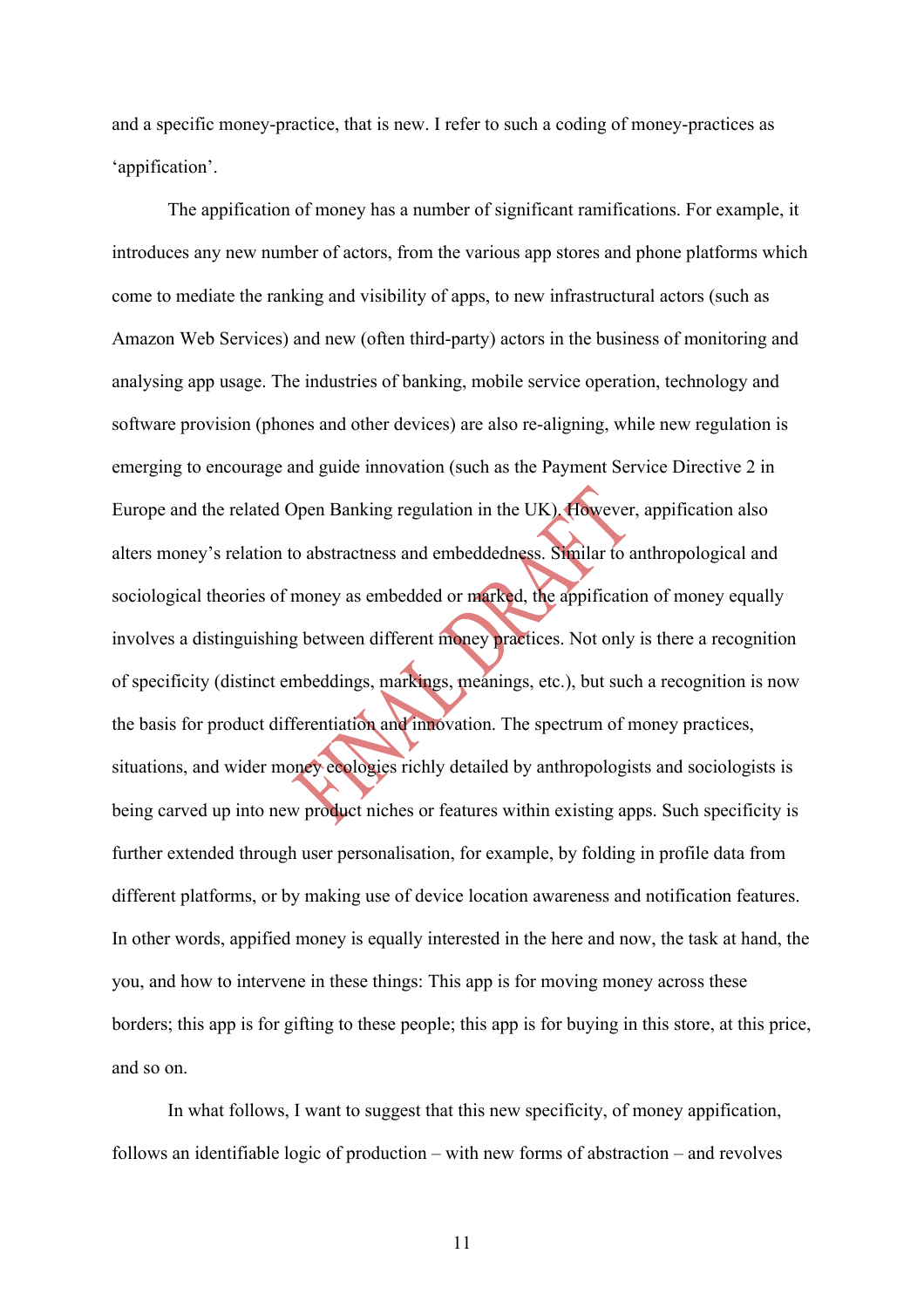and a specific money-practice, that is new. I refer to such a coding of money-practices as 'appification'.

The appification of money has a number of significant ramifications. For example, it introduces any new number of actors, from the various app stores and phone platforms which come to mediate the ranking and visibility of apps, to new infrastructural actors (such as Amazon Web Services) and new (often third-party) actors in the business of monitoring and analysing app usage. The industries of banking, mobile service operation, technology and software provision (phones and other devices) are also re-aligning, while new regulation is emerging to encourage and guide innovation (such as the Payment Service Directive 2 in Europe and the related Open Banking regulation in the UK). However, appification also alters money's relation to abstractness and embeddedness. Similar to anthropological and sociological theories of money as embedded or marked, the appification of money equally involves a distinguishing between different money practices. Not only is there a recognition of specificity (distinct embeddings, markings, meanings, etc.), but such a recognition is now the basis for product differentiation and innovation. The spectrum of money practices, situations, and wider money ecologies richly detailed by anthropologists and sociologists is being carved up into new product niches or features within existing apps. Such specificity is further extended through user personalisation, for example, by folding in profile data from different platforms, or by making use of device location awareness and notification features. In other words, appified money is equally interested in the here and now, the task at hand, the you, and how to intervene in these things: This app is for moving money across these borders; this app is for gifting to these people; this app is for buying in this store, at this price, and so on.

In what follows, I want to suggest that this new specificity, of money appification, follows an identifiable logic of production – with new forms of abstraction – and revolves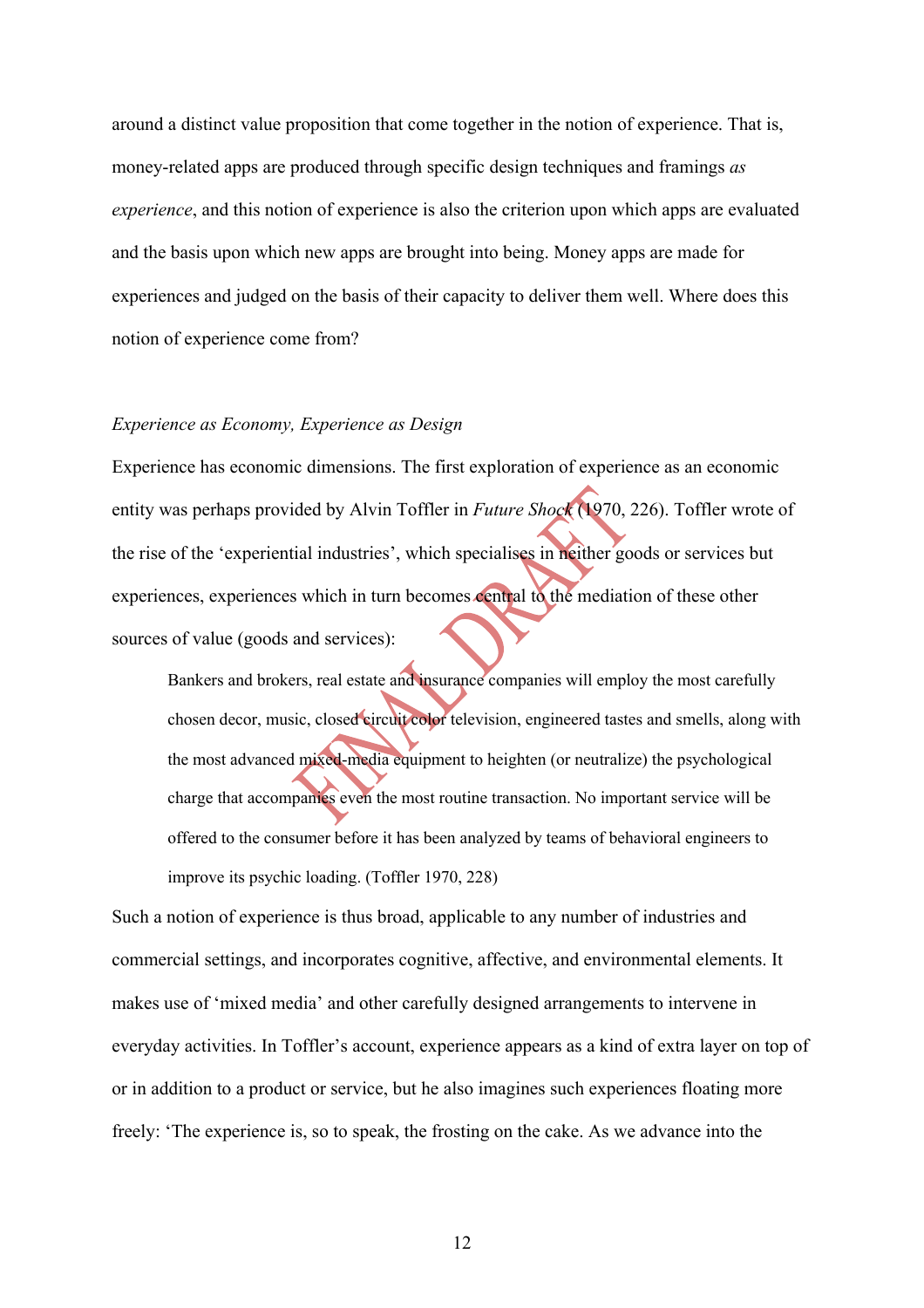around a distinct value proposition that come together in the notion of experience. That is, money-related apps are produced through specific design techniques and framings *as experience*, and this notion of experience is also the criterion upon which apps are evaluated and the basis upon which new apps are brought into being. Money apps are made for experiences and judged on the basis of their capacity to deliver them well. Where does this notion of experience come from?

### *Experience as Economy, Experience as Design*

Experience has economic dimensions. The first exploration of experience as an economic entity was perhaps provided by Alvin Toffler in *Future Shock* (1970, 226). Toffler wrote of the rise of the 'experiential industries', which specialises in neither goods or services but experiences, experiences which in turn becomes central to the mediation of these other sources of value (goods and services):

> Bankers and brokers, real estate and insurance companies will employ the most carefully chosen decor, music, closed circuit color television, engineered tastes and smells, along with the most advanced mixed-media equipment to heighten (or neutralize) the psychological charge that accompanies even the most routine transaction. No important service will be offered to the consumer before it has been analyzed by teams of behavioral engineers to improve its psychic loading. (Toffler 1970, 228)

Such a notion of experience is thus broad, applicable to any number of industries and commercial settings, and incorporates cognitive, affective, and environmental elements. It makes use of 'mixed media' and other carefully designed arrangements to intervene in everyday activities. In Toffler's account, experience appears as a kind of extra layer on top of or in addition to a product or service, but he also imagines such experiences floating more freely: 'The experience is, so to speak, the frosting on the cake. As we advance into the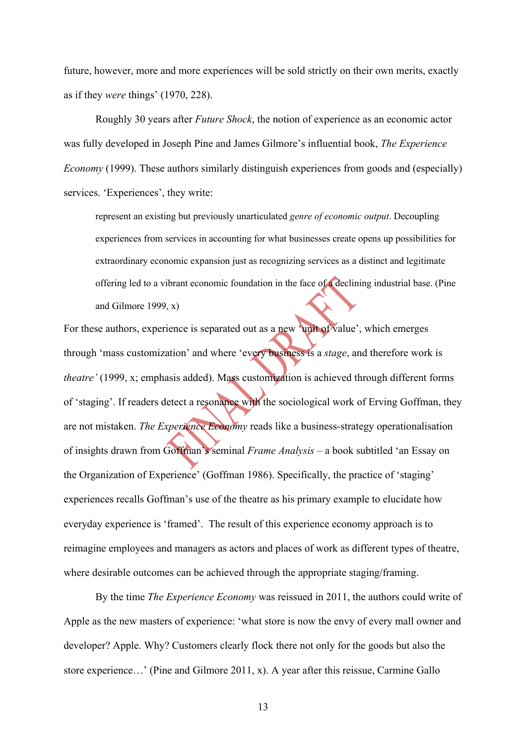future, however, more and more experiences will be sold strictly on their own merits, exactly as if they *were* things' (1970, 228).

Roughly 30 years after *Future Shock*, the notion of experience as an economic actor was fully developed in Joseph Pine and James Gilmore's influential book, *The Experience Economy* (1999). These authors similarly distinguish experiences from goods and (especially) services. 'Experiences', they write:

> represent an existing but previously unarticulated *genre of economic output*. Decoupling experiences from services in accounting for what businesses create opens up possibilities for extraordinary economic expansion just as recognizing services as a distinct and legitimate offering led to a vibrant economic foundation in the face of a declining industrial base. (Pine and Gilmore 1999, x)

For these authors, experience is separated out as a new 'unit of value', which emerges through 'mass customization' and where 'every business is a *stage*, and therefore work is *theatre'* (1999, x; emphasis added). Mass customization is achieved through different forms of 'staging'. If readers detect a resonance with the sociological work of Erving Goffman, they are not mistaken. *The Experience Economy* reads like a business-strategy operationalisation of insights drawn from Goffman's seminal *Frame Analysis* – a book subtitled 'an Essay on the Organization of Experience' (Goffman 1986). Specifically, the practice of 'staging' experiences recalls Goffman's use of the theatre as his primary example to elucidate how everyday experience is 'framed'. The result of this experience economy approach is to reimagine employees and managers as actors and places of work as different types of theatre, where desirable outcomes can be achieved through the appropriate staging/framing.

By the time *The Experience Economy* was reissued in 2011, the authors could write of Apple as the new masters of experience: 'what store is now the envy of every mall owner and developer? Apple. Why? Customers clearly flock there not only for the goods but also the store experience…' (Pine and Gilmore 2011, x). A year after this reissue, Carmine Gallo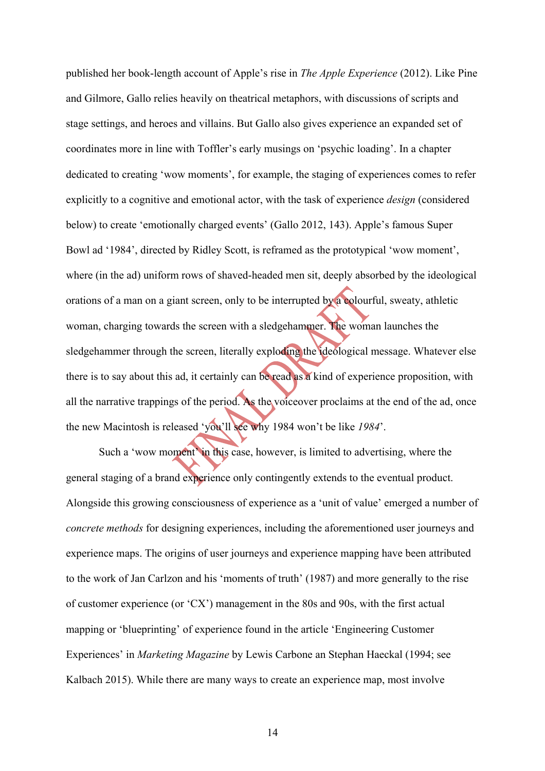published her book-length account of Apple's rise in *The Apple Experience* (2012). Like Pine and Gilmore, Gallo relies heavily on theatrical metaphors, with discussions of scripts and stage settings, and heroes and villains. But Gallo also gives experience an expanded set of coordinates more in line with Toffler's early musings on 'psychic loading'. In a chapter dedicated to creating 'wow moments', for example, the staging of experiences comes to refer explicitly to a cognitive and emotional actor, with the task of experience *design* (considered below) to create 'emotionally charged events' (Gallo 2012, 143). Apple's famous Super Bowl ad '1984', directed by Ridley Scott, is reframed as the prototypical 'wow moment', where (in the ad) uniform rows of shaved-headed men sit, deeply absorbed by the ideological orations of a man on a giant screen, only to be interrupted by a colourful, sweaty, athletic woman, charging towards the screen with a sledgehammer. The woman launches the sledgehammer through the screen, literally exploding the ideological message. Whatever else there is to say about this ad, it certainly can be read as a kind of experience proposition, with all the narrative trappings of the period. As the voiceover proclaims at the end of the ad, once the new Macintosh is released 'you'll see why 1984 won't be like *1984*'.

Such a 'wow moment' in this case, however, is limited to advertising, where the general staging of a brand experience only contingently extends to the eventual product. Alongside this growing consciousness of experience as a 'unit of value' emerged a number of *concrete methods* for designing experiences, including the aforementioned user journeys and experience maps. The origins of user journeys and experience mapping have been attributed to the work of Jan Carlzon and his 'moments of truth' (1987) and more generally to the rise of customer experience (or 'CX') management in the 80s and 90s, with the first actual mapping or 'blueprinting' of experience found in the article 'Engineering Customer Experiences' in *Marketing Magazine* by Lewis Carbone an Stephan Haeckal (1994; see Kalbach 2015). While there are many ways to create an experience map, most involve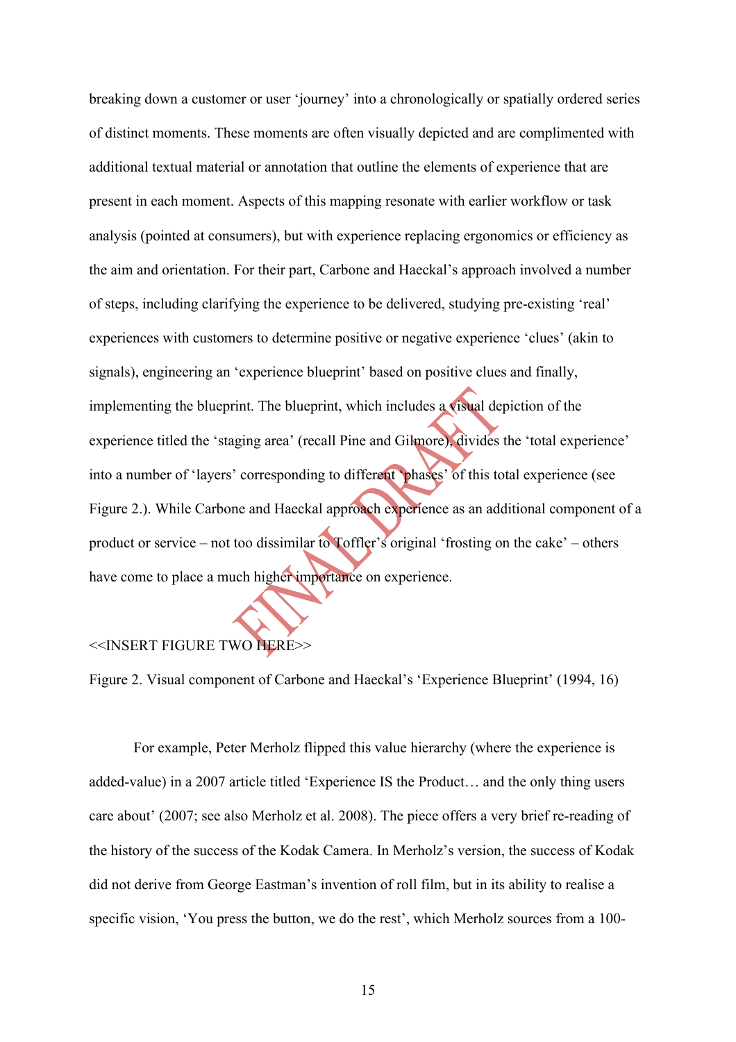breaking down a customer or user 'journey' into a chronologically or spatially ordered series of distinct moments. These moments are often visually depicted and are complimented with additional textual material or annotation that outline the elements of experience that are present in each moment. Aspects of this mapping resonate with earlier workflow or task analysis (pointed at consumers), but with experience replacing ergonomics or efficiency as the aim and orientation. For their part, Carbone and Haeckal's approach involved a number of steps, including clarifying the experience to be delivered, studying pre-existing 'real' experiences with customers to determine positive or negative experience 'clues' (akin to signals), engineering an 'experience blueprint' based on positive clues and finally, implementing the blueprint. The blueprint, which includes a visual depiction of the experience titled the 'staging area' (recall Pine and Gilmore), divides the 'total experience' into a number of 'layers' corresponding to different 'phases' of this total experience (see Figure 2.). While Carbone and Haeckal approach experience as an additional component of a product or service – not too dissimilar to Toffler's original 'frosting on the cake' – others have come to place a much higher importance on experience.

<<INSERT FIGURE TWO HERE>>

Figure 2. Visual component of Carbone and Haeckal's 'Experience Blueprint' (1994, 16)

For example, Peter Merholz flipped this value hierarchy (where the experience is added-value) in a 2007 article titled 'Experience IS the Product… and the only thing users care about' (2007; see also Merholz et al. 2008). The piece offers a very brief re-reading of the history of the success of the Kodak Camera. In Merholz's version, the success of Kodak did not derive from George Eastman's invention of roll film, but in its ability to realise a specific vision, 'You press the button, we do the rest', which Merholz sources from a 100-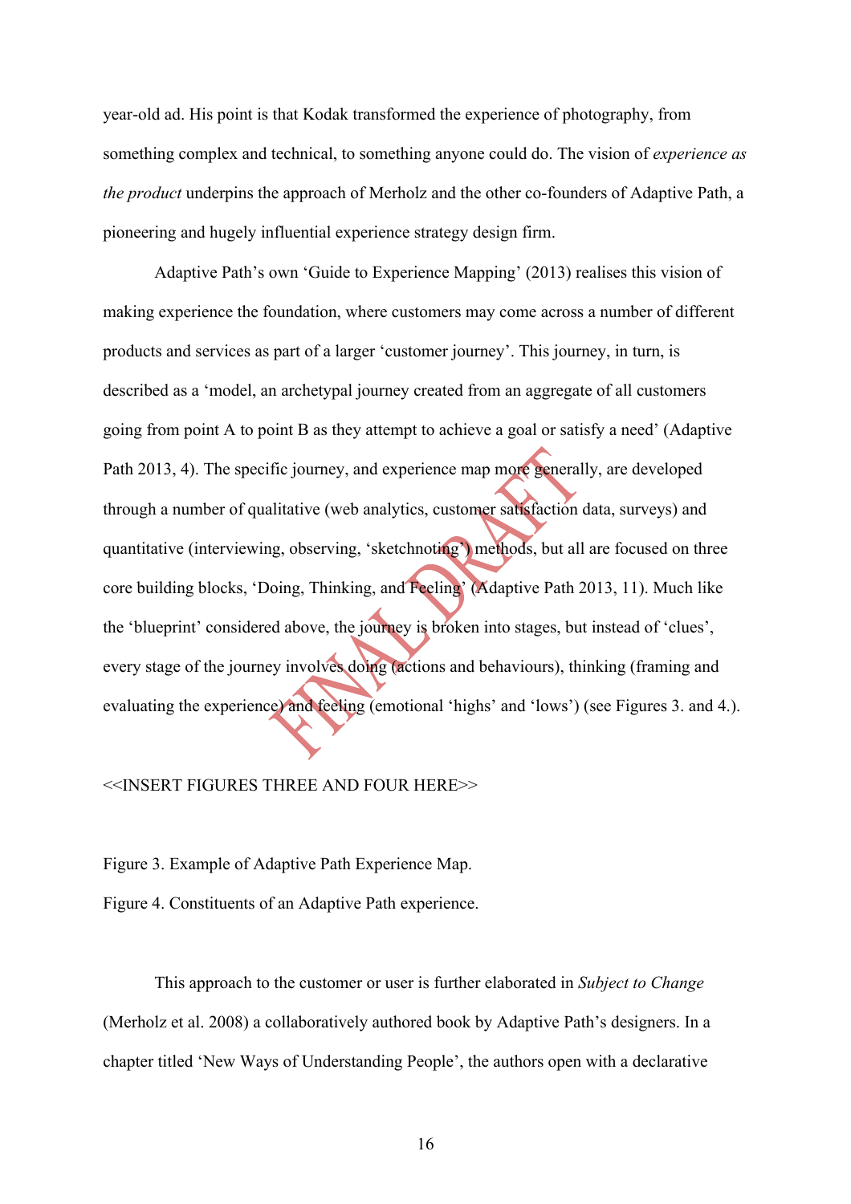year-old ad. His point is that Kodak transformed the experience of photography, from something complex and technical, to something anyone could do. The vision of *experience as the product* underpins the approach of Merholz and the other co-founders of Adaptive Path, a pioneering and hugely influential experience strategy design firm.

Adaptive Path's own 'Guide to Experience Mapping' (2013) realises this vision of making experience the foundation, where customers may come across a number of different products and services as part of a larger 'customer journey'. This journey, in turn, is described as a 'model, an archetypal journey created from an aggregate of all customers going from point A to point B as they attempt to achieve a goal or satisfy a need' (Adaptive Path 2013, 4). The specific journey, and experience map more generally, are developed through a number of qualitative (web analytics, customer satisfaction data, surveys) and quantitative (interviewing, observing, 'sketchnoting') methods, but all are focused on three core building blocks, 'Doing, Thinking, and Feeling' (Adaptive Path 2013, 11). Much like the 'blueprint' considered above, the journey is broken into stages, but instead of 'clues', every stage of the journey involves doing (actions and behaviours), thinking (framing and evaluating the experience) and feeling (emotional 'highs' and 'lows') (see Figures 3. and 4.).

<<INSERT FIGURES THREE AND FOUR HERE>>

Figure 3. Example of Adaptive Path Experience Map.

Figure 4. Constituents of an Adaptive Path experience.

This approach to the customer or user is further elaborated in *Subject to Change* (Merholz et al. 2008) a collaboratively authored book by Adaptive Path's designers. In a chapter titled 'New Ways of Understanding People', the authors open with a declarative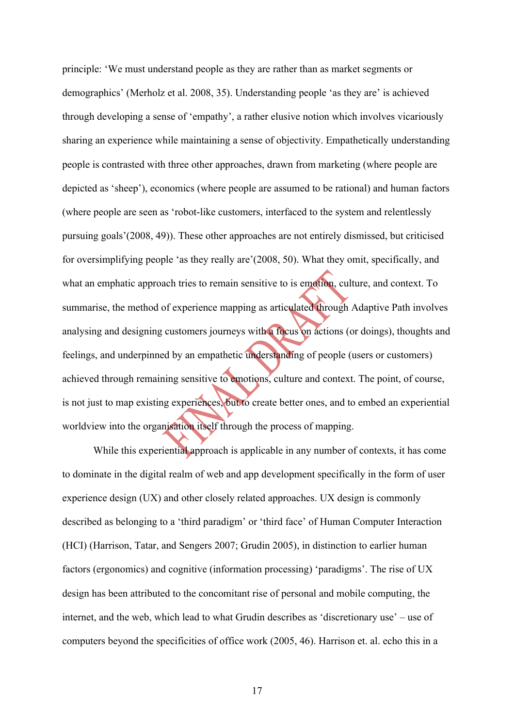principle: 'We must understand people as they are rather than as market segments or demographics' (Merholz et al. 2008, 35). Understanding people 'as they are' is achieved through developing a sense of 'empathy', a rather elusive notion which involves vicariously sharing an experience while maintaining a sense of objectivity. Empathetically understanding people is contrasted with three other approaches, drawn from marketing (where people are depicted as 'sheep'), economics (where people are assumed to be rational) and human factors (where people are seen as 'robot-like customers, interfaced to the system and relentlessly pursuing goals'(2008, 49)). These other approaches are not entirely dismissed, but criticised for oversimplifying people 'as they really are'(2008, 50). What they omit, specifically, and what an emphatic approach tries to remain sensitive to is emotion, culture, and context. To summarise, the method of experience mapping as articulated through Adaptive Path involves analysing and designing customers journeys with a focus on actions (or doings), thoughts and feelings, and underpinned by an empathetic understanding of people (users or customers) achieved through remaining sensitive to emotions, culture and context. The point, of course, is not just to map existing experiences, but to create better ones, and to embed an experiential worldview into the organisation itself through the process of mapping.

While this experiential approach is applicable in any number of contexts, it has come to dominate in the digital realm of web and app development specifically in the form of user experience design (UX) and other closely related approaches. UX design is commonly described as belonging to a 'third paradigm' or 'third face' of Human Computer Interaction (HCI) (Harrison, Tatar, and Sengers 2007; Grudin 2005), in distinction to earlier human factors (ergonomics) and cognitive (information processing) 'paradigms'. The rise of UX design has been attributed to the concomitant rise of personal and mobile computing, the internet, and the web, which lead to what Grudin describes as 'discretionary use' – use of computers beyond the specificities of office work (2005, 46). Harrison et. al. echo this in a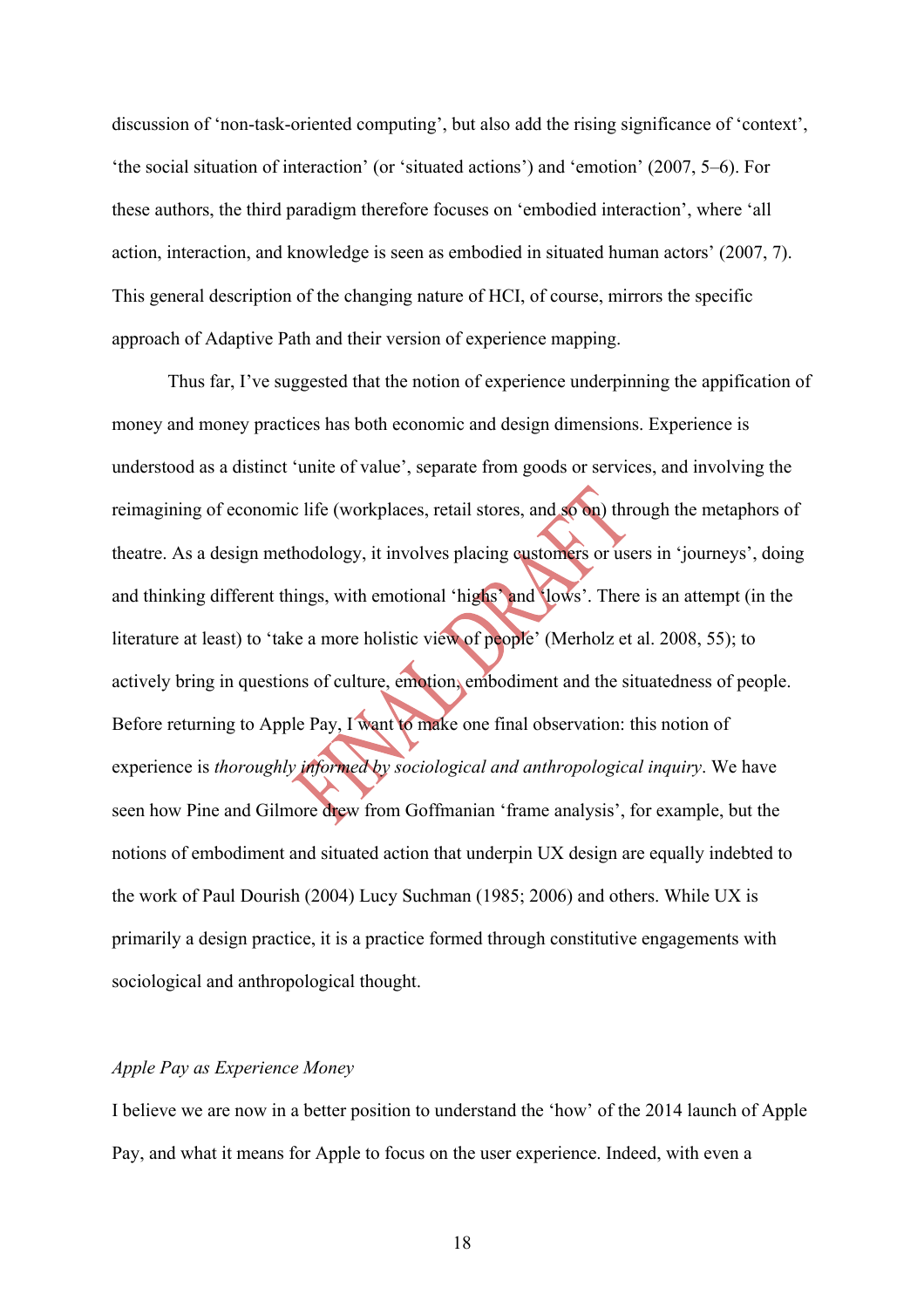discussion of 'non-task-oriented computing', but also add the rising significance of 'context', 'the social situation of interaction' (or 'situated actions') and 'emotion' (2007, 5–6). For these authors, the third paradigm therefore focuses on 'embodied interaction', where 'all action, interaction, and knowledge is seen as embodied in situated human actors' (2007, 7). This general description of the changing nature of HCI, of course, mirrors the specific approach of Adaptive Path and their version of experience mapping.

Thus far, I've suggested that the notion of experience underpinning the appification of money and money practices has both economic and design dimensions. Experience is understood as a distinct 'unite of value', separate from goods or services, and involving the reimagining of economic life (workplaces, retail stores, and so on) through the metaphors of theatre. As a design methodology, it involves placing customers or users in 'journeys', doing and thinking different things, with emotional 'highs' and 'lows'. There is an attempt (in the literature at least) to 'take a more holistic view of people' (Merholz et al. 2008, 55); to actively bring in questions of culture, emotion, embodiment and the situatedness of people. Before returning to Apple Pay, I want to make one final observation: this notion of experience is *thoroughly informed by sociological and anthropological inquiry*. We have seen how Pine and Gilmore drew from Goffmanian 'frame analysis', for example, but the notions of embodiment and situated action that underpin UX design are equally indebted to the work of Paul Dourish (2004) Lucy Suchman (1985; 2006) and others. While UX is primarily a design practice, it is a practice formed through constitutive engagements with sociological and anthropological thought.

*Apple Pay as Experience Money*

I believe we are now in a better position to understand the 'how' of the 2014 launch of Apple Pay, and what it means for Apple to focus on the user experience. Indeed, with even a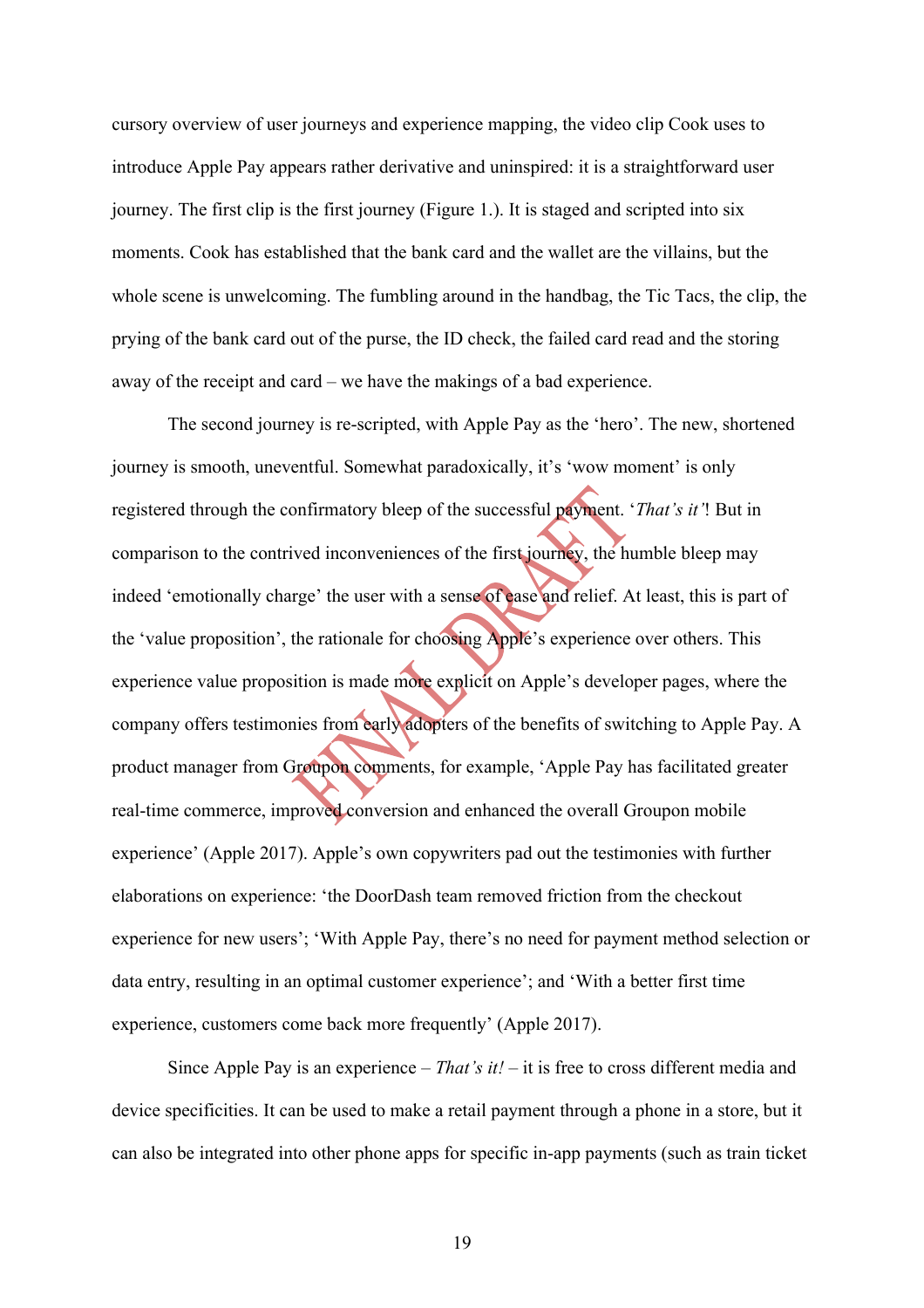cursory overview of user journeys and experience mapping, the video clip Cook uses to introduce Apple Pay appears rather derivative and uninspired: it is a straightforward user journey. The first clip is the first journey (Figure 1.). It is staged and scripted into six moments. Cook has established that the bank card and the wallet are the villains, but the whole scene is unwelcoming. The fumbling around in the handbag, the Tic Tacs, the clip, the prying of the bank card out of the purse, the ID check, the failed card read and the storing away of the receipt and card – we have the makings of a bad experience.

The second journey is re-scripted, with Apple Pay as the 'hero'. The new, shortened journey is smooth, uneventful. Somewhat paradoxically, it's 'wow moment' is only registered through the confirmatory bleep of the successful payment. '*That's it'*! But in comparison to the contrived inconveniences of the first journey, the humble bleep may indeed 'emotionally charge' the user with a sense of ease and relief. At least, this is part of the 'value proposition', the rationale for choosing Apple's experience over others. This experience value proposition is made more explicit on Apple's developer pages, where the company offers testimonies from early adopters of the benefits of switching to Apple Pay. A product manager from Groupon comments, for example, 'Apple Pay has facilitated greater real-time commerce, improved conversion and enhanced the overall Groupon mobile experience' (Apple 2017). Apple's own copywriters pad out the testimonies with further elaborations on experience: 'the DoorDash team removed friction from the checkout experience for new users'; 'With Apple Pay, there's no need for payment method selection or data entry, resulting in an optimal customer experience'; and 'With a better first time experience, customers come back more frequently' (Apple 2017).

Since Apple Pay is an experience – *That's it!* – it is free to cross different media and device specificities. It can be used to make a retail payment through a phone in a store, but it can also be integrated into other phone apps for specific in-app payments (such as train ticket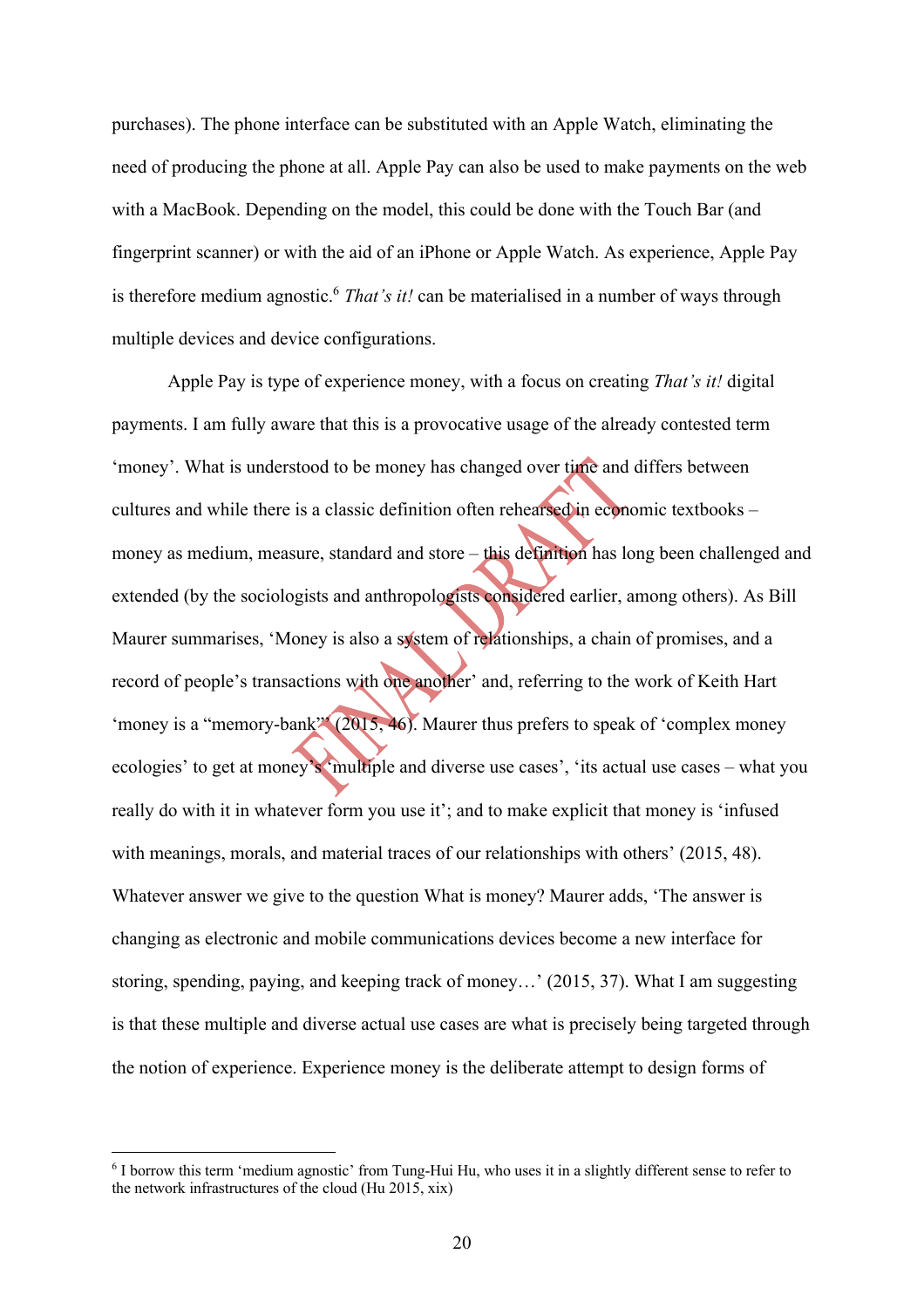purchases). The phone interface can be substituted with an Apple Watch, eliminating the need of producing the phone at all. Apple Pay can also be used to make payments on the web with a MacBook. Depending on the model, this could be done with the Touch Bar (and fingerprint scanner) or with the aid of an iPhone or Apple Watch. As experience, Apple Pay is therefore medium agnostic.[6] *That's it!* can be materialised in a number of ways through multiple devices and device configurations.

Apple Pay is type of experience money, with a focus on creating *That's it!* digital payments. I am fully aware that this is a provocative usage of the already contested term 'money'. What is understood to be money has changed over time and differs between cultures and while there is a classic definition often rehearsed in economic textbooks – money as medium, measure, standard and store – this definition has long been challenged and extended (by the sociologists and anthropologists considered earlier, among others). As Bill Maurer summarises, 'Money is also a system of relationships, a chain of promises, and a record of people's transactions with one another' and, referring to the work of Keith Hart 'money is a "memory-bank"' (2015, 46). Maurer thus prefers to speak of 'complex money ecologies' to get at money's 'multiple and diverse use cases', 'its actual use cases – what you really do with it in whatever form you use it'; and to make explicit that money is 'infused with meanings, morals, and material traces of our relationships with others' (2015, 48). Whatever answer we give to the question What is money? Maurer adds, 'The answer is changing as electronic and mobile communications devices become a new interface for storing, spending, paying, and keeping track of money…' (2015, 37). What I am suggesting is that these multiple and diverse actual use cases are what is precisely being targeted through the notion of experience. Experience money is the deliberate attempt to design forms of

[6] I borrow this term 'medium agnostic' from Tung-Hui Hu, who uses it in a slightly different sense to refer to the network infrastructures of the cloud (Hu 2015, xix)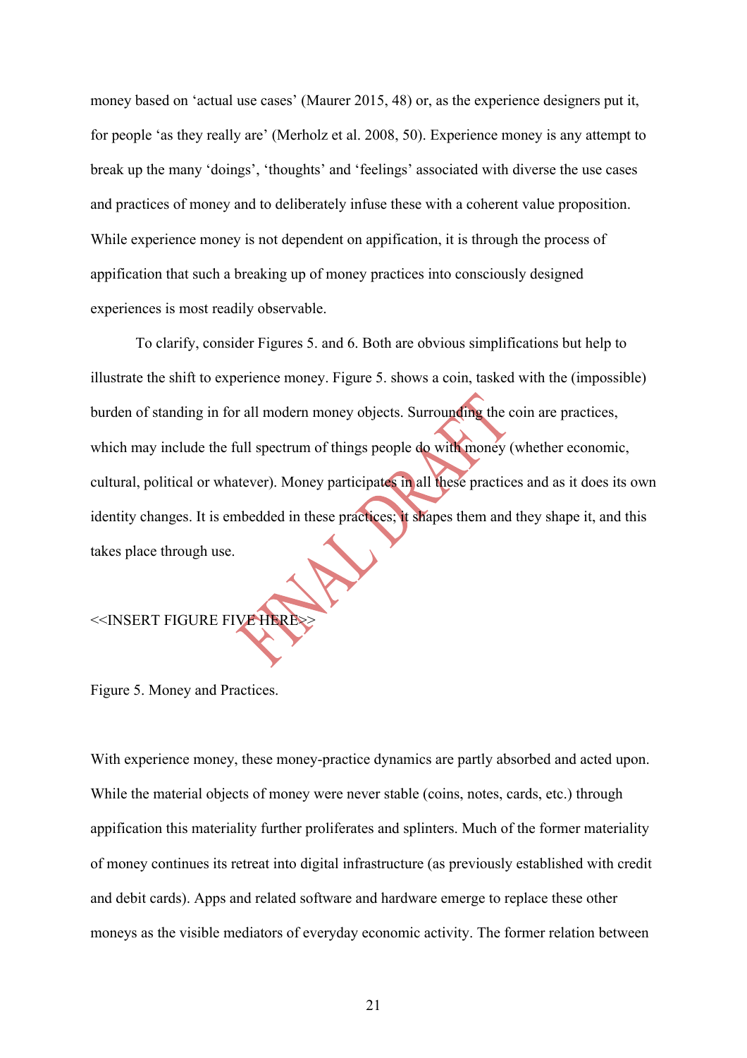money based on 'actual use cases' (Maurer 2015, 48) or, as the experience designers put it, for people 'as they really are' (Merholz et al. 2008, 50). Experience money is any attempt to break up the many 'doings', 'thoughts' and 'feelings' associated with diverse the use cases and practices of money and to deliberately infuse these with a coherent value proposition. While experience money is not dependent on appification, it is through the process of appification that such a breaking up of money practices into consciously designed experiences is most readily observable.

To clarify, consider Figures 5. and 6. Both are obvious simplifications but help to illustrate the shift to experience money. Figure 5. shows a coin, tasked with the (impossible) burden of standing in for all modern money objects. Surrounding the coin are practices, which may include the full spectrum of things people do with money (whether economic, cultural, political or whatever). Money participates in all these practices and as it does its own identity changes. It is embedded in these practices; it shapes them and they shape it, and this takes place through use.

<<INSERT FIGURE FIVE HERE>>

Figure 5. Money and Practices.

With experience money, these money-practice dynamics are partly absorbed and acted upon. While the material objects of money were never stable (coins, notes, cards, etc.) through appification this materiality further proliferates and splinters. Much of the former materiality of money continues its retreat into digital infrastructure (as previously established with credit and debit cards). Apps and related software and hardware emerge to replace these other moneys as the visible mediators of everyday economic activity. The former relation between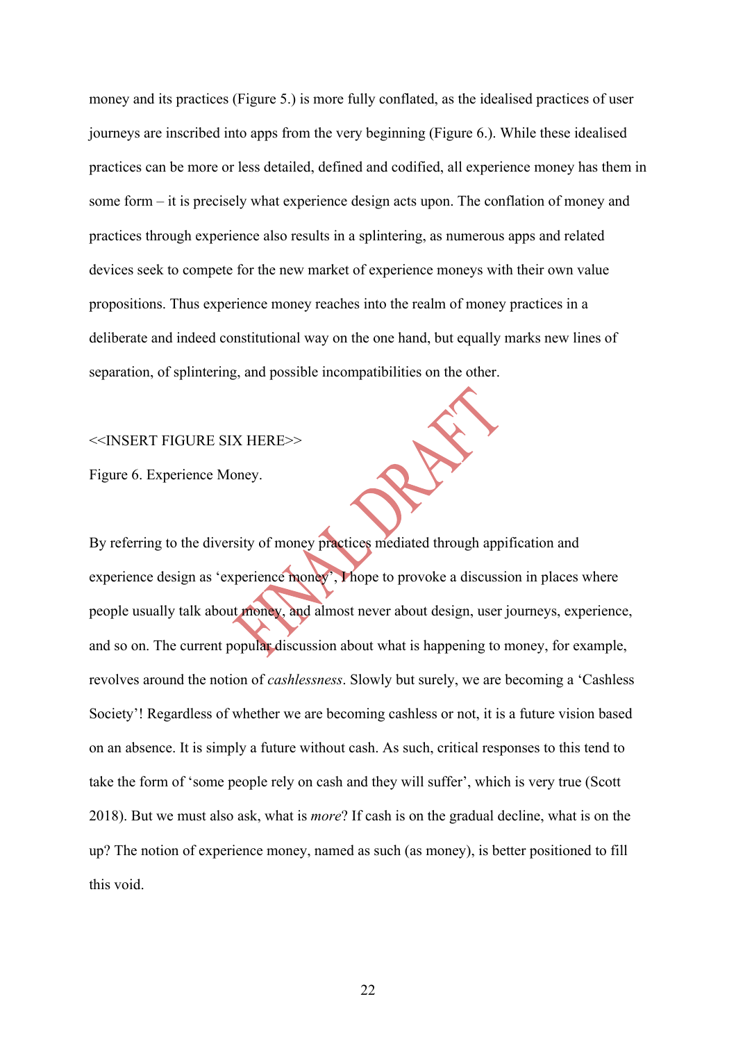money and its practices (Figure 5.) is more fully conflated, as the idealised practices of user journeys are inscribed into apps from the very beginning (Figure 6.). While these idealised practices can be more or less detailed, defined and codified, all experience money has them in some form – it is precisely what experience design acts upon. The conflation of money and practices through experience also results in a splintering, as numerous apps and related devices seek to compete for the new market of experience moneys with their own value propositions. Thus experience money reaches into the realm of money practices in a deliberate and indeed constitutional way on the one hand, but equally marks new lines of separation, of splintering, and possible incompatibilities on the other.

<<INSERT FIGURE SIX HERE>>

Figure 6. Experience Money.

By referring to the diversity of money practices mediated through appification and experience design as 'experience money', I hope to provoke a discussion in places where people usually talk about money, and almost never about design, user journeys, experience, and so on. The current popular discussion about what is happening to money, for example, revolves around the notion of *cashlessness*. Slowly but surely, we are becoming a 'Cashless Society'! Regardless of whether we are becoming cashless or not, it is a future vision based on an absence. It is simply a future without cash. As such, critical responses to this tend to take the form of 'some people rely on cash and they will suffer', which is very true (Scott 2018). But we must also ask, what is *more*? If cash is on the gradual decline, what is on the up? The notion of experience money, named as such (as money), is better positioned to fill this void.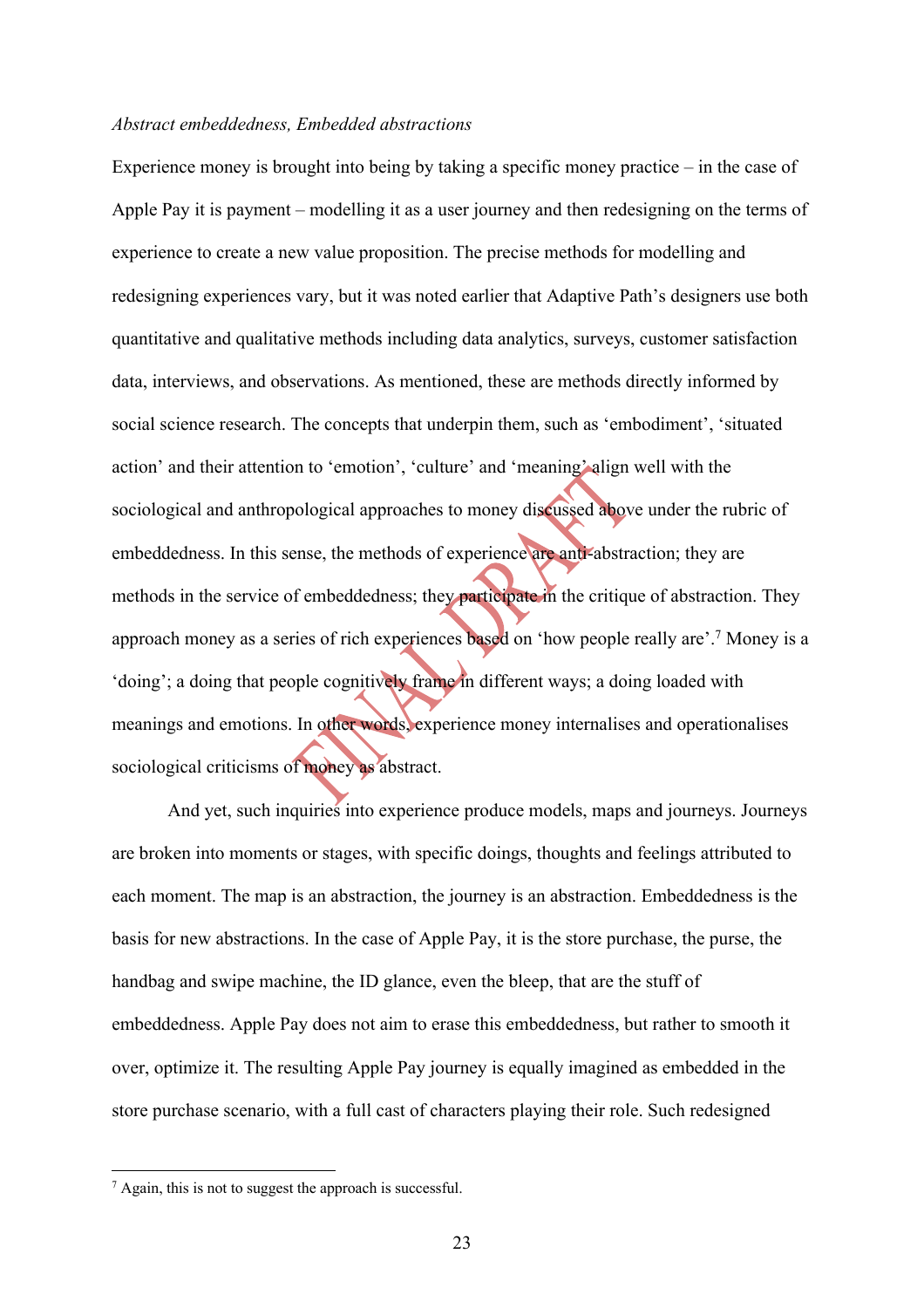*Abstract embeddedness, Embedded abstractions*

Experience money is brought into being by taking a specific money practice – in the case of Apple Pay it is payment – modelling it as a user journey and then redesigning on the terms of experience to create a new value proposition. The precise methods for modelling and redesigning experiences vary, but it was noted earlier that Adaptive Path's designers use both quantitative and qualitative methods including data analytics, surveys, customer satisfaction data, interviews, and observations. As mentioned, these are methods directly informed by social science research. The concepts that underpin them, such as 'embodiment', 'situated action' and their attention to 'emotion', 'culture' and 'meaning' align well with the sociological and anthropological approaches to money discussed above under the rubric of embeddedness. In this sense, the methods of experience are anti-abstraction; they are methods in the service of embeddedness; they participate in the critique of abstraction. They approach money as a series of rich experiences based on 'how people really are'.[7] Money is a 'doing'; a doing that people cognitively frame in different ways; a doing loaded with meanings and emotions. In other words, experience money internalises and operationalises sociological criticisms of money as abstract.

And yet, such inquiries into experience produce models, maps and journeys. Journeys are broken into moments or stages, with specific doings, thoughts and feelings attributed to each moment. The map is an abstraction, the journey is an abstraction. Embeddedness is the basis for new abstractions. In the case of Apple Pay, it is the store purchase, the purse, the handbag and swipe machine, the ID glance, even the bleep, that are the stuff of embeddedness. Apple Pay does not aim to erase this embeddedness, but rather to smooth it over, optimize it. The resulting Apple Pay journey is equally imagined as embedded in the store purchase scenario, with a full cast of characters playing their role. Such redesigned

[7] Again, this is not to suggest the approach is successful.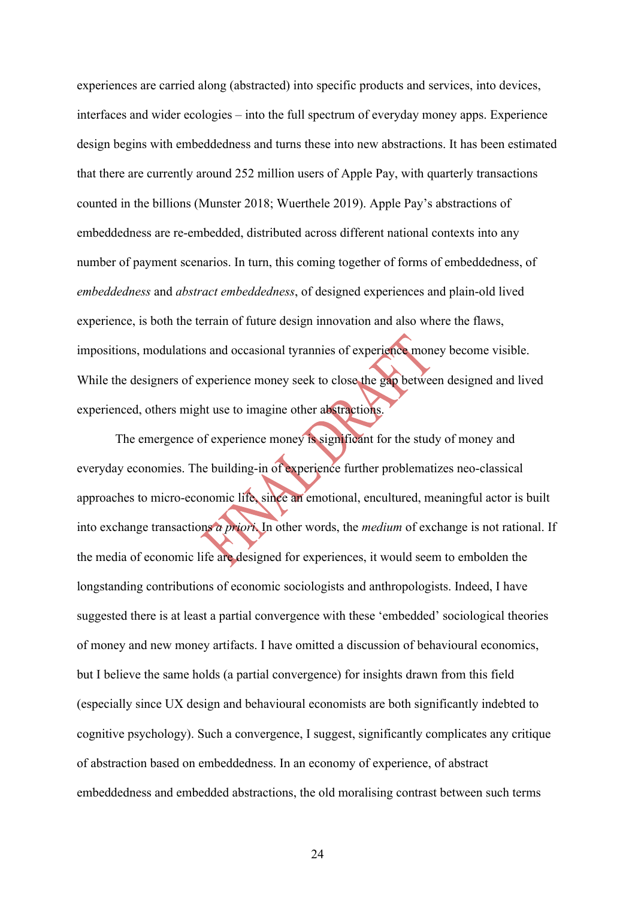experiences are carried along (abstracted) into specific products and services, into devices, interfaces and wider ecologies – into the full spectrum of everyday money apps. Experience design begins with embeddedness and turns these into new abstractions. It has been estimated that there are currently around 252 million users of Apple Pay, with quarterly transactions counted in the billions (Munster 2018; Wuerthele 2019). Apple Pay's abstractions of embeddedness are re-embedded, distributed across different national contexts into any number of payment scenarios. In turn, this coming together of forms of embeddedness, of *embeddedness* and *abstract embeddedness*, of designed experiences and plain-old lived experience, is both the terrain of future design innovation and also where the flaws, impositions, modulations and occasional tyrannies of experience money become visible. While the designers of experience money seek to close the gap between designed and lived experienced, others might use to imagine other abstractions.

The emergence of experience money is significant for the study of money and everyday economies. The building-in of experience further problematizes neo-classical approaches to micro-economic life, since an emotional, encultured, meaningful actor is built into exchange transactions *a priori*. In other words, the *medium* of exchange is not rational. If the media of economic life are designed for experiences, it would seem to embolden the longstanding contributions of economic sociologists and anthropologists. Indeed, I have suggested there is at least a partial convergence with these 'embedded' sociological theories of money and new money artifacts. I have omitted a discussion of behavioural economics, but I believe the same holds (a partial convergence) for insights drawn from this field (especially since UX design and behavioural economists are both significantly indebted to cognitive psychology). Such a convergence, I suggest, significantly complicates any critique of abstraction based on embeddedness. In an economy of experience, of abstract embeddedness and embedded abstractions, the old moralising contrast between such terms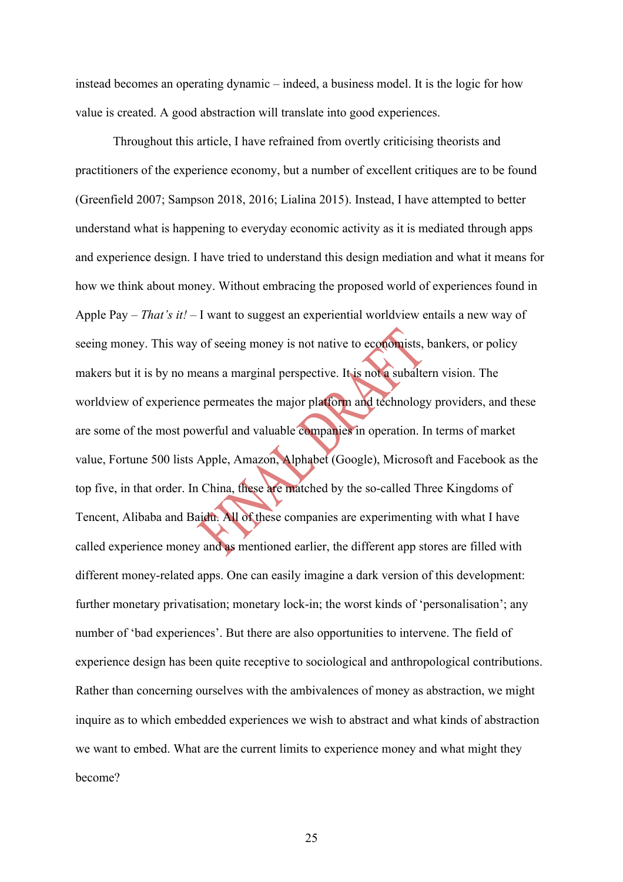instead becomes an operating dynamic – indeed, a business model. It is the logic for how value is created. A good abstraction will translate into good experiences.

Throughout this article, I have refrained from overtly criticising theorists and practitioners of the experience economy, but a number of excellent critiques are to be found (Greenfield 2007; Sampson 2018, 2016; Lialina 2015). Instead, I have attempted to better understand what is happening to everyday economic activity as it is mediated through apps and experience design. I have tried to understand this design mediation and what it means for how we think about money. Without embracing the proposed world of experiences found in Apple Pay – *That's it!* – I want to suggest an experiential worldview entails a new way of seeing money. This way of seeing money is not native to economists, bankers, or policy makers but it is by no means a marginal perspective. It is not a subaltern vision. The worldview of experience permeates the major platform and technology providers, and these are some of the most powerful and valuable companies in operation. In terms of market value, Fortune 500 lists Apple, Amazon, Alphabet (Google), Microsoft and Facebook as the top five, in that order. In China, these are matched by the so-called Three Kingdoms of Tencent, Alibaba and Baidu. All of these companies are experimenting with what I have called experience money and as mentioned earlier, the different app stores are filled with different money-related apps. One can easily imagine a dark version of this development: further monetary privatisation; monetary lock-in; the worst kinds of 'personalisation'; any number of 'bad experiences'. But there are also opportunities to intervene. The field of experience design has been quite receptive to sociological and anthropological contributions. Rather than concerning ourselves with the ambivalences of money as abstraction, we might inquire as to which embedded experiences we wish to abstract and what kinds of abstraction we want to embed. What are the current limits to experience money and what might they become?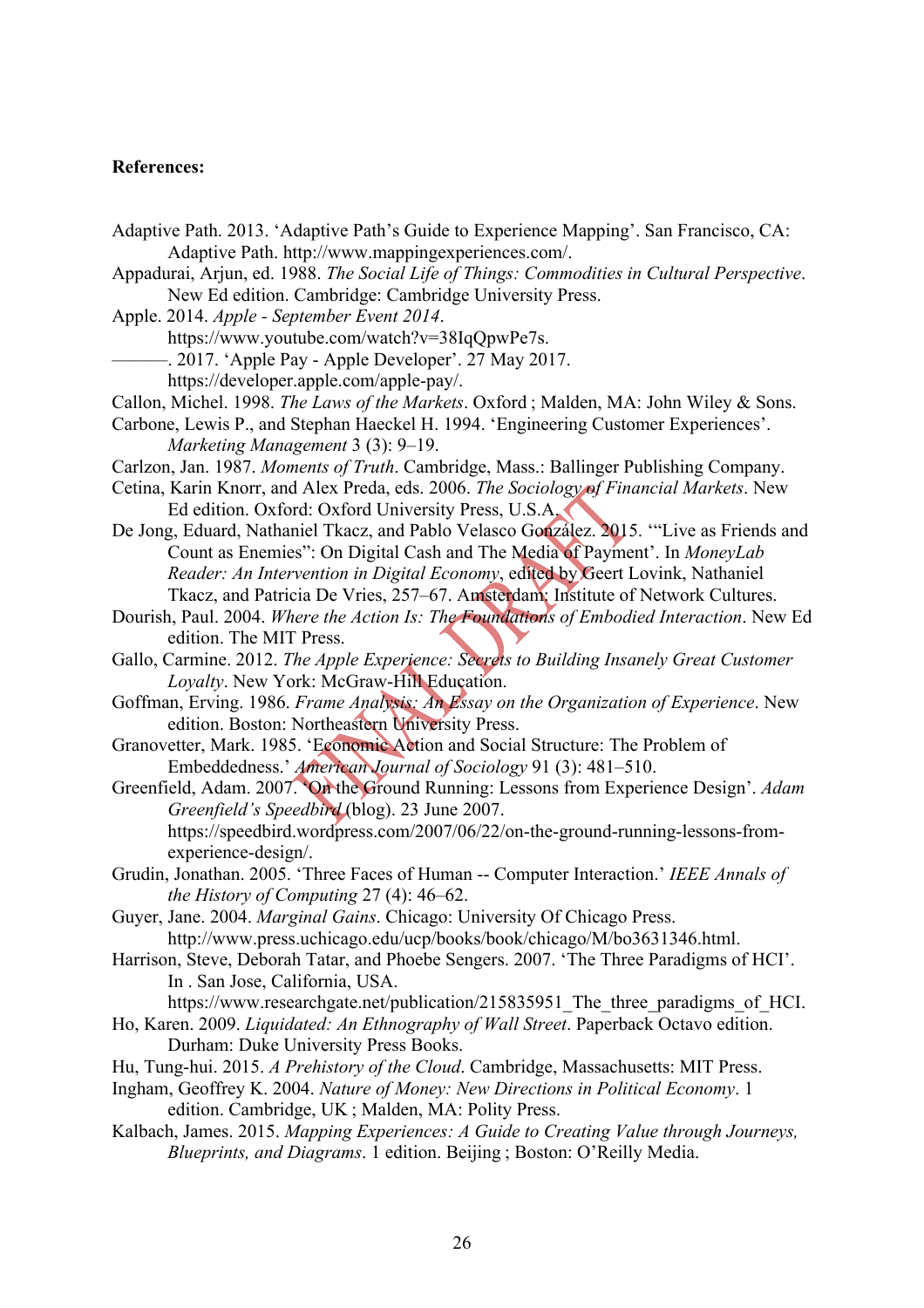**References:**

Adaptive Path. 2013. 'Adaptive Path's Guide to Experience Mapping'. San Francisco, CA: Adaptive Path. http://www.mappingexperiences.com/.

Appadurai, Arjun, ed. 1988. *The Social Life of Things: Commodities in Cultural Perspective*. New Ed edition. Cambridge: Cambridge University Press.

Apple. 2014. *Apple - September Event 2014*. https://www.youtube.com/watch?v=38IqQpwPe7s.

———. 2017. 'Apple Pay - Apple Developer'. 27 May 2017. https://developer.apple.com/apple-pay/.

Callon, Michel. 1998. *The Laws of the Markets*. Oxford ; Malden, MA: John Wiley & Sons.

Carbone, Lewis P., and Stephan Haeckel H. 1994. 'Engineering Customer Experiences'. *Marketing Management* 3 (3): 9–19.

Carlzon, Jan. 1987. *Moments of Truth*. Cambridge, Mass.: Ballinger Publishing Company.

Cetina, Karin Knorr, and Alex Preda, eds. 2006. *The Sociology of Financial Markets*. New Ed edition. Oxford: Oxford University Press, U.S.A.

De Jong, Eduard, Nathaniel Tkacz, and Pablo Velasco González. 2015. '"Live as Friends and Count as Enemies": On Digital Cash and The Media of Payment'. In *MoneyLab Reader: An Intervention in Digital Economy*, edited by Geert Lovink, Nathaniel Tkacz, and Patricia De Vries, 257–67. Amsterdam: Institute of Network Cultures.

Dourish, Paul. 2004. *Where the Action Is: The Foundations of Embodied Interaction*. New Ed edition. The MIT Press.

Gallo, Carmine. 2012. *The Apple Experience: Secrets to Building Insanely Great Customer Loyalty*. New York: McGraw-Hill Education.

Goffman, Erving. 1986. *Frame Analysis: An Essay on the Organization of Experience*. New edition. Boston: Northeastern University Press.

Granovetter, Mark. 1985. 'Economic Action and Social Structure: The Problem of Embeddedness.' *American Journal of Sociology* 91 (3): 481–510.

Greenfield, Adam. 2007. 'On the Ground Running: Lessons from Experience Design'. *Adam Greenfield's Speedbird* (blog). 23 June 2007. https://speedbird.wordpress.com/2007/06/22/on-the-ground-running-lessons-from-experience-design/.

Grudin, Jonathan. 2005. 'Three Faces of Human -- Computer Interaction.' *IEEE Annals of the History of Computing* 27 (4): 46–62.

Guyer, Jane. 2004. *Marginal Gains*. Chicago: University Of Chicago Press. http://www.press.uchicago.edu/ucp/books/book/chicago/M/bo3631346.html.

Harrison, Steve, Deborah Tatar, and Phoebe Sengers. 2007. 'The Three Paradigms of HCI'. In . San Jose, California, USA. https://www.researchgate.net/publication/215835951_The_three_paradigms_of_HCI.

Ho, Karen. 2009. *Liquidated: An Ethnography of Wall Street*. Paperback Octavo edition. Durham: Duke University Press Books.

Hu, Tung-hui. 2015. *A Prehistory of the Cloud*. Cambridge, Massachusetts: MIT Press.

Ingham, Geoffrey K. 2004. *Nature of Money: New Directions in Political Economy*. 1 edition. Cambridge, UK ; Malden, MA: Polity Press.

Kalbach, James. 2015. *Mapping Experiences: A Guide to Creating Value through Journeys, Blueprints, and Diagrams*. 1 edition. Beijing ; Boston: O'Reilly Media.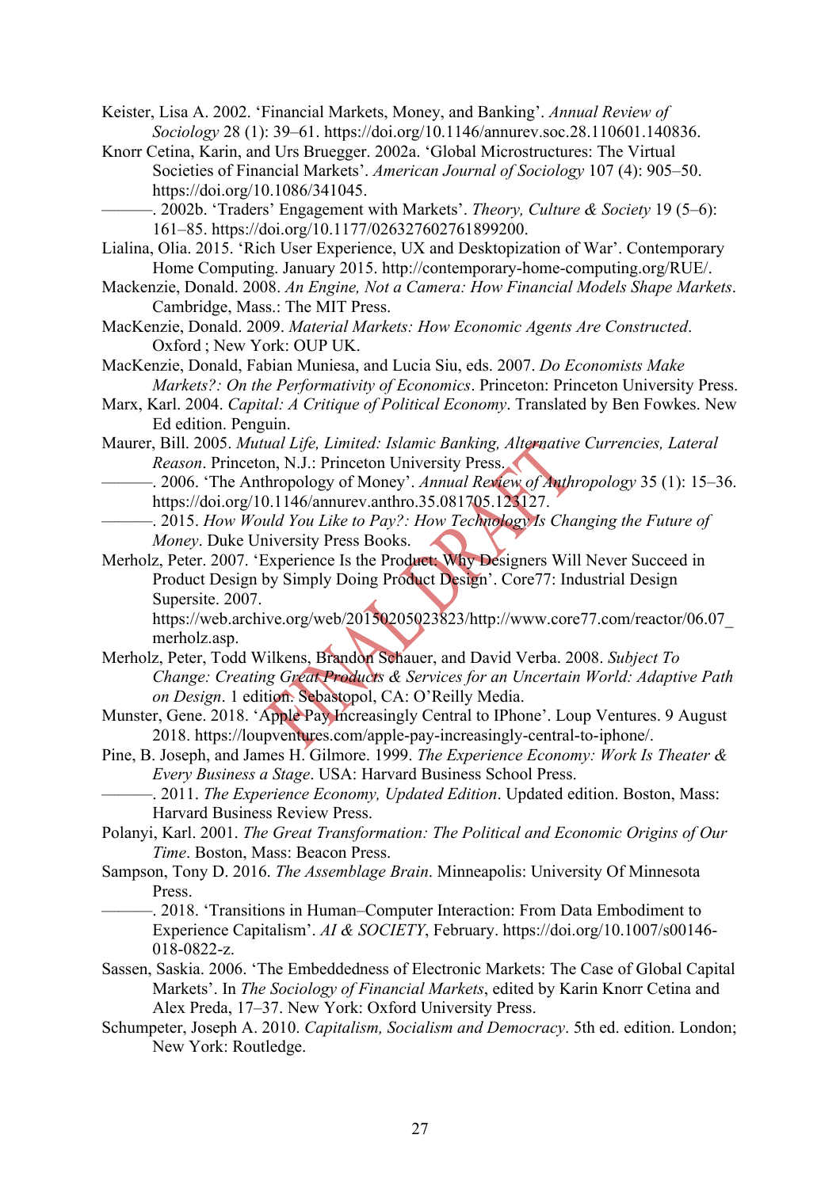Keister, Lisa A. 2002. ‘Financial Markets, Money, and Banking’. *Annual Review of Sociology* 28 (1): 39–61. https://doi.org/10.1146/annurev.soc.28.110601.140836.

Knorr Cetina, Karin, and Urs Bruegger. 2002a. ‘Global Microstructures: The Virtual Societies of Financial Markets’. *American Journal of Sociology* 107 (4): 905–50. https://doi.org/10.1086/341045.

———. 2002b. ‘Traders’ Engagement with Markets’. *Theory, Culture & Society* 19 (5–6): 161–85. https://doi.org/10.1177/026327602761899200.

Lialina, Olia. 2015. ‘Rich User Experience, UX and Desktopization of War’. Contemporary Home Computing. January 2015. http://contemporary-home-computing.org/RUE/.

Mackenzie, Donald. 2008. *An Engine, Not a Camera: How Financial Models Shape Markets*. Cambridge, Mass.: The MIT Press.

MacKenzie, Donald. 2009. *Material Markets: How Economic Agents Are Constructed*. Oxford ; New York: OUP UK.

MacKenzie, Donald, Fabian Muniesa, and Lucia Siu, eds. 2007. *Do Economists Make Markets?: On the Performativity of Economics*. Princeton: Princeton University Press.

Marx, Karl. 2004. *Capital: A Critique of Political Economy*. Translated by Ben Fowkes. New Ed edition. Penguin.

Maurer, Bill. 2005. *Mutual Life, Limited: Islamic Banking, Alternative Currencies, Lateral Reason*. Princeton, N.J.: Princeton University Press.

———. 2006. ‘The Anthropology of Money’. *Annual Review of Anthropology* 35 (1): 15–36. https://doi.org/10.1146/annurev.anthro.35.081705.123127.

———. 2015. *How Would You Like to Pay?: How Technology Is Changing the Future of Money*. Duke University Press Books.

Merholz, Peter. 2007. ‘Experience Is the Product: Why Designers Will Never Succeed in Product Design by Simply Doing Product Design’. Core77: Industrial Design Supersite. 2007. https://web.archive.org/web/20150205023823/http://www.core77.com/reactor/06.07_merholz.asp.

Merholz, Peter, Todd Wilkens, Brandon Schauer, and David Verba. 2008. *Subject To Change: Creating Great Products & Services for an Uncertain World: Adaptive Path on Design*. 1 edition. Sebastopol, CA: O’Reilly Media.

Munster, Gene. 2018. ‘Apple Pay Increasingly Central to IPhone’. Loup Ventures. 9 August 2018. https://loupventures.com/apple-pay-increasingly-central-to-iphone/.

Pine, B. Joseph, and James H. Gilmore. 1999. *The Experience Economy: Work Is Theater & Every Business a Stage*. USA: Harvard Business School Press.

———. 2011. *The Experience Economy, Updated Edition*. Updated edition. Boston, Mass: Harvard Business Review Press.

Polanyi, Karl. 2001. *The Great Transformation: The Political and Economic Origins of Our Time*. Boston, Mass: Beacon Press.

Sampson, Tony D. 2016. *The Assemblage Brain*. Minneapolis: University Of Minnesota Press.

———. 2018. ‘Transitions in Human–Computer Interaction: From Data Embodiment to Experience Capitalism’. *AI & SOCIETY*, February. https://doi.org/10.1007/s00146-018-0822-z.

Sassen, Saskia. 2006. ‘The Embeddedness of Electronic Markets: The Case of Global Capital Markets’. In *The Sociology of Financial Markets*, edited by Karin Knorr Cetina and Alex Preda, 17–37. New York: Oxford University Press.

Schumpeter, Joseph A. 2010. *Capitalism, Socialism and Democracy*. 5th ed. edition. London; New York: Routledge.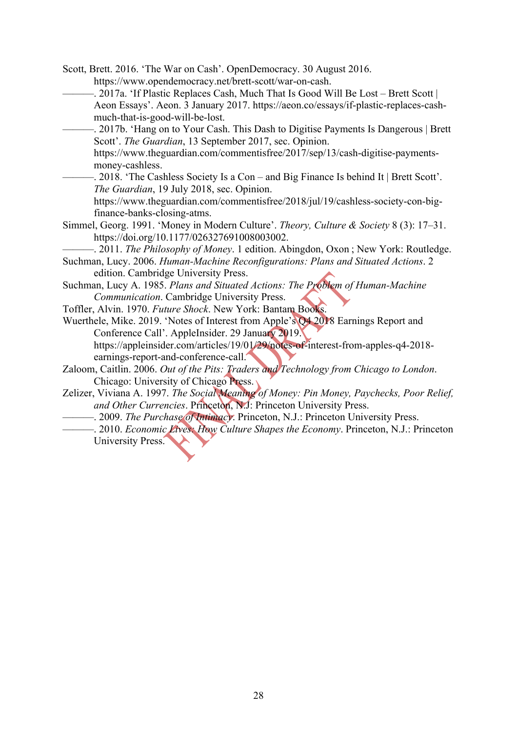Scott, Brett. 2016. 'The War on Cash'. OpenDemocracy. 30 August 2016. https://www.opendemocracy.net/brett-scott/war-on-cash.

———. 2017a. 'If Plastic Replaces Cash, Much That Is Good Will Be Lost – Brett Scott | Aeon Essays'. Aeon. 3 January 2017. https://aeon.co/essays/if-plastic-replaces-cash-much-that-is-good-will-be-lost.

———. 2017b. 'Hang on to Your Cash. This Dash to Digitise Payments Is Dangerous | Brett Scott'. *The Guardian*, 13 September 2017, sec. Opinion. https://www.theguardian.com/commentisfree/2017/sep/13/cash-digitise-payments-money-cashless.

———. 2018. 'The Cashless Society Is a Con – and Big Finance Is behind It | Brett Scott'. *The Guardian*, 19 July 2018, sec. Opinion. https://www.theguardian.com/commentisfree/2018/jul/19/cashless-society-con-big-finance-banks-closing-atms.

Simmel, Georg. 1991. 'Money in Modern Culture'. *Theory, Culture & Society* 8 (3): 17–31. https://doi.org/10.1177/026327691008003002.

———. 2011. *The Philosophy of Money*. 1 edition. Abingdon, Oxon ; New York: Routledge.

Suchman, Lucy. 2006. *Human-Machine Reconfigurations: Plans and Situated Actions*. 2 edition. Cambridge University Press.

Suchman, Lucy A. 1985. *Plans and Situated Actions: The Problem of Human-Machine Communication*. Cambridge University Press.

Toffler, Alvin. 1970. *Future Shock*. New York: Bantam Books.

Wuerthele, Mike. 2019. 'Notes of Interest from Apple's Q4 2018 Earnings Report and Conference Call'. AppleInsider. 29 January 2019. https://appleinsider.com/articles/19/01/29/notes-of-interest-from-apples-q4-2018-earnings-report-and-conference-call.

Zaloom, Caitlin. 2006. *Out of the Pits: Traders and Technology from Chicago to London*. Chicago: University of Chicago Press.

Zelizer, Viviana A. 1997. *The Social Meaning of Money: Pin Money, Paychecks, Poor Relief, and Other Currencies*. Princeton, N.J: Princeton University Press.

———. 2009. *The Purchase of Intimacy*. Princeton, N.J.: Princeton University Press.

———. 2010. *Economic Lives: How Culture Shapes the Economy*. Princeton, N.J.: Princeton University Press.